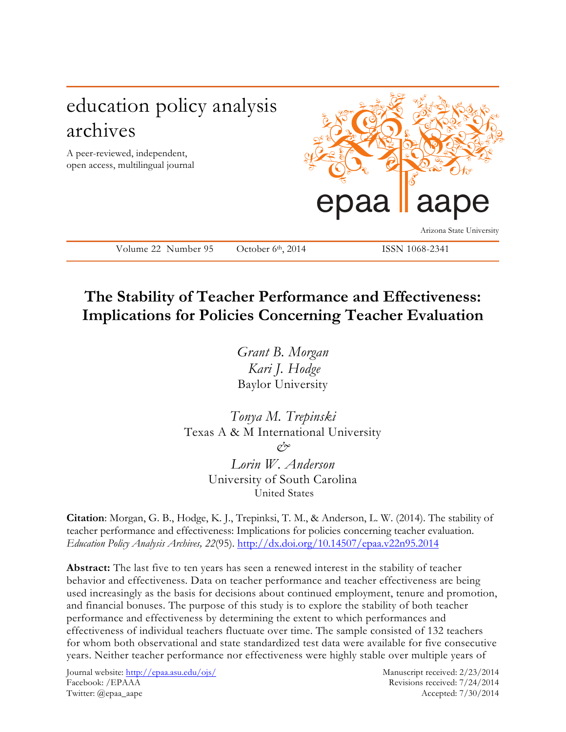education policy analysis archives

A peer-reviewed, independent, open access, multilingual journal

epaa aape

Arizona State University

Volume 22 Number 95 October 6th, 2014 ISSN 1068-2341

# The Stability of Teacher Performance and Effectiveness: Implications for Policies Concerning Teacher Evaluation

*Grant B. Morgan*
*Kari J. Hodge*
Baylor University

*Tonya M. Trepinski*
Texas A & M International University
*&*
*Lorin W. Anderson*
University of South Carolina
United States

**Citation**: Morgan, G. B., Hodge, K. J., Trepinksi, T. M., & Anderson, L. W. (2014). The stability of teacher performance and effectiveness: Implications for policies concerning teacher evaluation. *Education Policy Analysis Archives, 22*(95). http://dx.doi.org/10.14507/epaa.v22n95.2014

**Abstract:** The last five to ten years has seen a renewed interest in the stability of teacher behavior and effectiveness. Data on teacher performance and teacher effectiveness are being used increasingly as the basis for decisions about continued employment, tenure and promotion, and financial bonuses. The purpose of this study is to explore the stability of both teacher performance and effectiveness by determining the extent to which performances and effectiveness of individual teachers fluctuate over time. The sample consisted of 132 teachers for whom both observational and state standardized test data were available for five consecutive years. Neither teacher performance nor effectiveness were highly stable over multiple years of

Journal website: http://epaa.asu.edu/ojs/
Facebook: /EPAAA
Twitter: @epaa_aape

Manuscript received: 2/23/2014
Revisions received: 7/24/2014
Accepted: 7/30/2014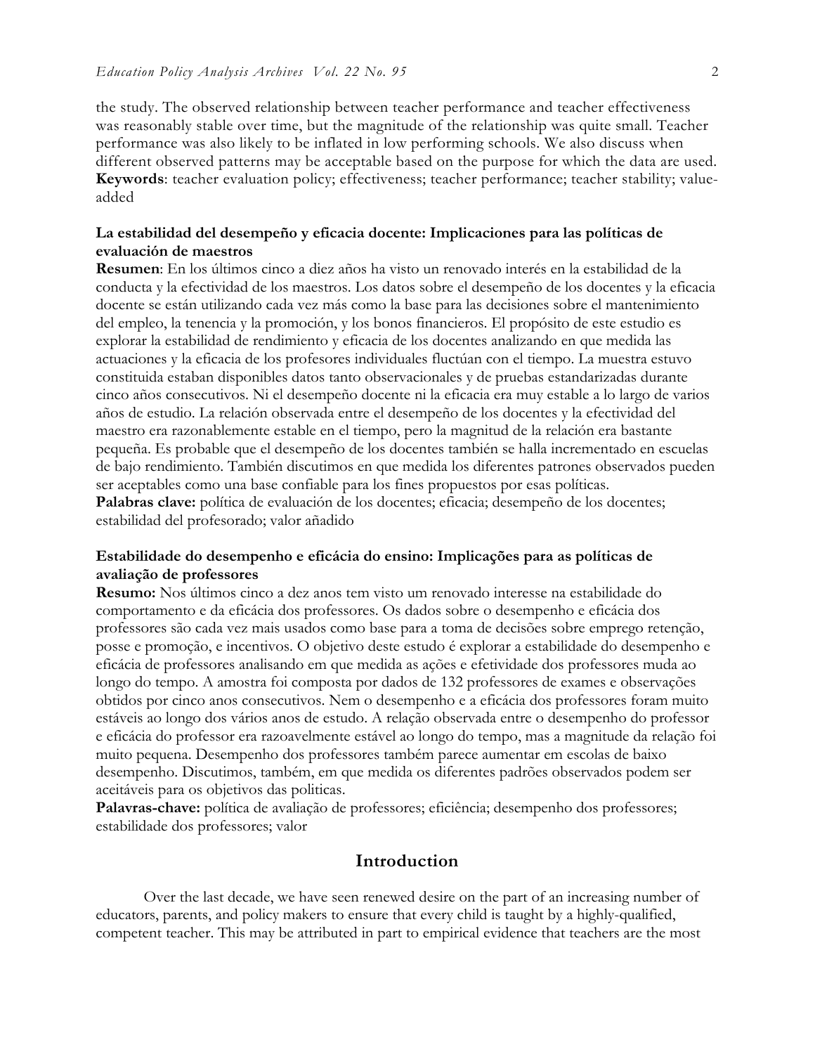the study. The observed relationship between teacher performance and teacher effectiveness was reasonably stable over time, but the magnitude of the relationship was quite small. Teacher performance was also likely to be inflated in low performing schools. We also discuss when different observed patterns may be acceptable based on the purpose for which the data are used.
**Keywords**: teacher evaluation policy; effectiveness; teacher performance; teacher stability; value-added

**La estabilidad del desempeño y eficacia docente: Implicaciones para las políticas de evaluación de maestros**
**Resumen**: En los últimos cinco a diez años ha visto un renovado interés en la estabilidad de la conducta y la efectividad de los maestros. Los datos sobre el desempeño de los docentes y la eficacia docente se están utilizando cada vez más como la base para las decisiones sobre el mantenimiento del empleo, la tenencia y la promoción, y los bonos financieros. El propósito de este estudio es explorar la estabilidad de rendimiento y eficacia de los docentes analizando en que medida las actuaciones y la eficacia de los profesores individuales fluctúan con el tiempo. La muestra estuvo constituida estaban disponibles datos tanto observacionales y de pruebas estandarizadas durante cinco años consecutivos. Ni el desempeño docente ni la eficacia era muy estable a lo largo de varios años de estudio. La relación observada entre el desempeño de los docentes y la efectividad del maestro era razonablemente estable en el tiempo, pero la magnitud de la relación era bastante pequeña. Es probable que el desempeño de los docentes también se halla incrementado en escuelas de bajo rendimiento. También discutimos en que medida los diferentes patrones observados pueden ser aceptables como una base confiable para los fines propuestos por esas políticas.
**Palabras clave:** política de evaluación de los docentes; eficacia; desempeño de los docentes; estabilidad del profesorado; valor añadido

**Estabilidade do desempenho e eficácia do ensino: Implicações para as políticas de avaliação de professores**
**Resumo:** Nos últimos cinco a dez anos tem visto um renovado interesse na estabilidade do comportamento e da eficácia dos professores. Os dados sobre o desempenho e eficácia dos professores são cada vez mais usados como base para a toma de decisões sobre emprego retenção, posse e promoção, e incentivos. O objetivo deste estudo é explorar a estabilidade do desempenho e eficácia de professores analisando em que medida as ações e efetividade dos professores muda ao longo do tempo. A amostra foi composta por dados de 132 professores de exames e observações obtidos por cinco anos consecutivos. Nem o desempenho e a eficácia dos professores foram muito estáveis ao longo dos vários anos de estudo. A relação observada entre o desempenho do professor e eficácia do professor era razoavelmente estável ao longo do tempo, mas a magnitude da relação foi muito pequena. Desempenho dos professores também parece aumentar em escolas de baixo desempenho. Discutimos, também, em que medida os diferentes padrões observados podem ser aceitáveis para os objetivos das politicas.
**Palavras-chave:** política de avaliação de professores; eficiência; desempenho dos professores; estabilidade dos professores; valor

## Introduction

Over the last decade, we have seen renewed desire on the part of an increasing number of educators, parents, and policy makers to ensure that every child is taught by a highly-qualified, competent teacher. This may be attributed in part to empirical evidence that teachers are the most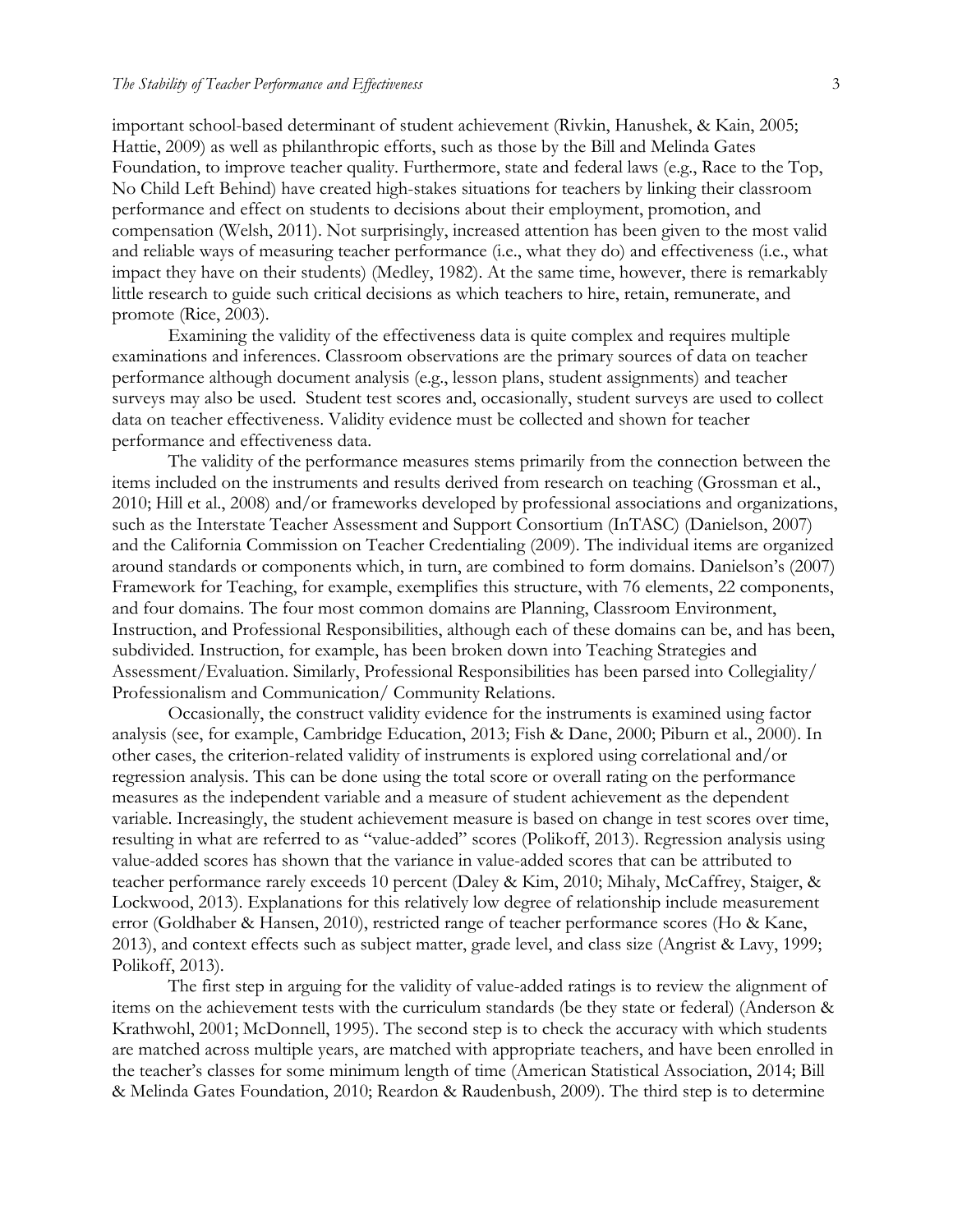important school-based determinant of student achievement (Rivkin, Hanushek, & Kain, 2005; Hattie, 2009) as well as philanthropic efforts, such as those by the Bill and Melinda Gates Foundation, to improve teacher quality. Furthermore, state and federal laws (e.g., Race to the Top, No Child Left Behind) have created high-stakes situations for teachers by linking their classroom performance and effect on students to decisions about their employment, promotion, and compensation (Welsh, 2011). Not surprisingly, increased attention has been given to the most valid and reliable ways of measuring teacher performance (i.e., what they do) and effectiveness (i.e., what impact they have on their students) (Medley, 1982). At the same time, however, there is remarkably little research to guide such critical decisions as which teachers to hire, retain, remunerate, and promote (Rice, 2003).

Examining the validity of the effectiveness data is quite complex and requires multiple examinations and inferences. Classroom observations are the primary sources of data on teacher performance although document analysis (e.g., lesson plans, student assignments) and teacher surveys may also be used. Student test scores and, occasionally, student surveys are used to collect data on teacher effectiveness. Validity evidence must be collected and shown for teacher performance and effectiveness data.

The validity of the performance measures stems primarily from the connection between the items included on the instruments and results derived from research on teaching (Grossman et al., 2010; Hill et al., 2008) and/or frameworks developed by professional associations and organizations, such as the Interstate Teacher Assessment and Support Consortium (InTASC) (Danielson, 2007) and the California Commission on Teacher Credentialing (2009). The individual items are organized around standards or components which, in turn, are combined to form domains. Danielson's (2007) Framework for Teaching, for example, exemplifies this structure, with 76 elements, 22 components, and four domains. The four most common domains are Planning, Classroom Environment, Instruction, and Professional Responsibilities, although each of these domains can be, and has been, subdivided. Instruction, for example, has been broken down into Teaching Strategies and Assessment/Evaluation. Similarly, Professional Responsibilities has been parsed into Collegiality/ Professionalism and Communication/ Community Relations.

Occasionally, the construct validity evidence for the instruments is examined using factor analysis (see, for example, Cambridge Education, 2013; Fish & Dane, 2000; Piburn et al., 2000). In other cases, the criterion-related validity of instruments is explored using correlational and/or regression analysis. This can be done using the total score or overall rating on the performance measures as the independent variable and a measure of student achievement as the dependent variable. Increasingly, the student achievement measure is based on change in test scores over time, resulting in what are referred to as "value-added" scores (Polikoff, 2013). Regression analysis using value-added scores has shown that the variance in value-added scores that can be attributed to teacher performance rarely exceeds 10 percent (Daley & Kim, 2010; Mihaly, McCaffrey, Staiger, & Lockwood, 2013). Explanations for this relatively low degree of relationship include measurement error (Goldhaber & Hansen, 2010), restricted range of teacher performance scores (Ho & Kane, 2013), and context effects such as subject matter, grade level, and class size (Angrist & Lavy, 1999; Polikoff, 2013).

The first step in arguing for the validity of value-added ratings is to review the alignment of items on the achievement tests with the curriculum standards (be they state or federal) (Anderson & Krathwohl, 2001; McDonnell, 1995). The second step is to check the accuracy with which students are matched across multiple years, are matched with appropriate teachers, and have been enrolled in the teacher's classes for some minimum length of time (American Statistical Association, 2014; Bill & Melinda Gates Foundation, 2010; Reardon & Raudenbush, 2009). The third step is to determine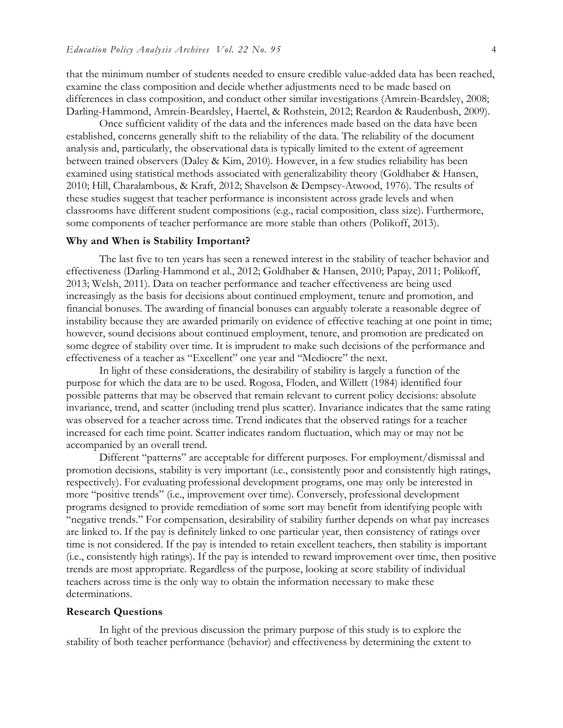that the minimum number of students needed to ensure credible value-added data has been reached, examine the class composition and decide whether adjustments need to be made based on differences in class composition, and conduct other similar investigations (Amrein-Beardsley, 2008; Darling-Hammond, Amrein-Beardsley, Haertel, & Rothstein, 2012; Reardon & Raudenbush, 2009).

Once sufficient validity of the data and the inferences made based on the data have been established, concerns generally shift to the reliability of the data. The reliability of the document analysis and, particularly, the observational data is typically limited to the extent of agreement between trained observers (Daley & Kim, 2010). However, in a few studies reliability has been examined using statistical methods associated with generalizability theory (Goldhaber & Hansen, 2010; Hill, Charalambous, & Kraft, 2012; Shavelson & Dempsey-Atwood, 1976). The results of these studies suggest that teacher performance is inconsistent across grade levels and when classrooms have different student compositions (e.g., racial composition, class size). Furthermore, some components of teacher performance are more stable than others (Polikoff, 2013).

### Why and When is Stability Important?

The last five to ten years has seen a renewed interest in the stability of teacher behavior and effectiveness (Darling-Hammond et al., 2012; Goldhaber & Hansen, 2010; Papay, 2011; Polikoff, 2013; Welsh, 2011). Data on teacher performance and teacher effectiveness are being used increasingly as the basis for decisions about continued employment, tenure and promotion, and financial bonuses. The awarding of financial bonuses can arguably tolerate a reasonable degree of instability because they are awarded primarily on evidence of effective teaching at one point in time; however, sound decisions about continued employment, tenure, and promotion are predicated on some degree of stability over time. It is imprudent to make such decisions of the performance and effectiveness of a teacher as "Excellent" one year and "Mediocre" the next.

In light of these considerations, the desirability of stability is largely a function of the purpose for which the data are to be used. Rogosa, Floden, and Willett (1984) identified four possible patterns that may be observed that remain relevant to current policy decisions: absolute invariance, trend, and scatter (including trend plus scatter). Invariance indicates that the same rating was observed for a teacher across time. Trend indicates that the observed ratings for a teacher increased for each time point. Scatter indicates random fluctuation, which may or may not be accompanied by an overall trend.

Different "patterns" are acceptable for different purposes. For employment/dismissal and promotion decisions, stability is very important (i.e., consistently poor and consistently high ratings, respectively). For evaluating professional development programs, one may only be interested in more "positive trends" (i.e., improvement over time). Conversely, professional development programs designed to provide remediation of some sort may benefit from identifying people with "negative trends." For compensation, desirability of stability further depends on what pay increases are linked to. If the pay is definitely linked to one particular year, then consistency of ratings over time is not considered. If the pay is intended to retain excellent teachers, then stability is important (i.e., consistently high ratings). If the pay is intended to reward improvement over time, then positive trends are most appropriate. Regardless of the purpose, looking at score stability of individual teachers across time is the only way to obtain the information necessary to make these determinations.

### Research Questions

In light of the previous discussion the primary purpose of this study is to explore the stability of both teacher performance (behavior) and effectiveness by determining the extent to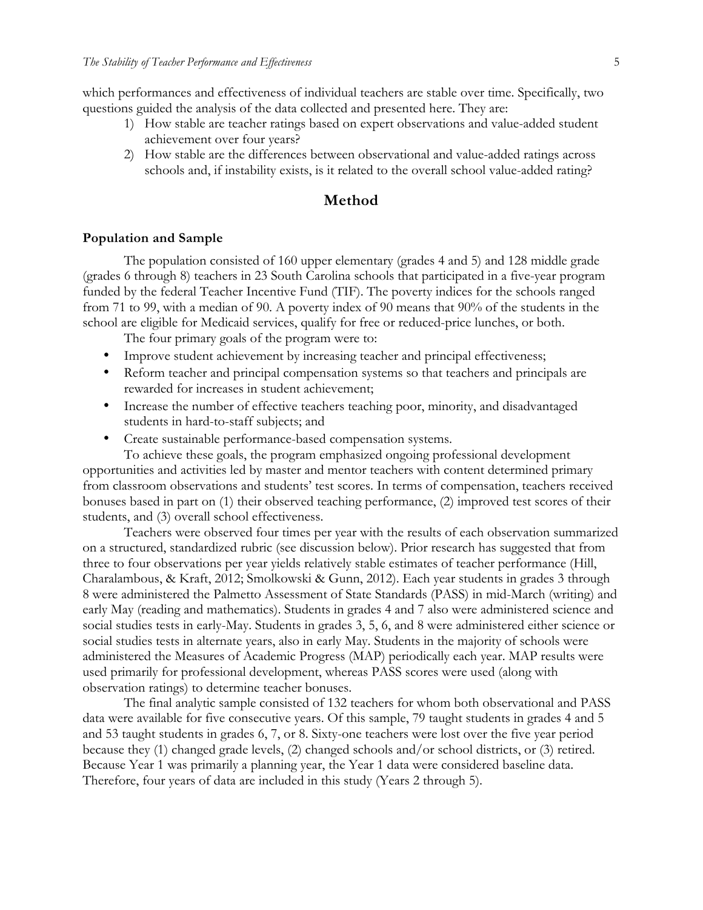which performances and effectiveness of individual teachers are stable over time. Specifically, two questions guided the analysis of the data collected and presented here. They are:

1) How stable are teacher ratings based on expert observations and value-added student achievement over four years?
2) How stable are the differences between observational and value-added ratings across schools and, if instability exists, is it related to the overall school value-added rating?

## Method

### Population and Sample

The population consisted of 160 upper elementary (grades 4 and 5) and 128 middle grade (grades 6 through 8) teachers in 23 South Carolina schools that participated in a five-year program funded by the federal Teacher Incentive Fund (TIF). The poverty indices for the schools ranged from 71 to 99, with a median of 90. A poverty index of 90 means that 90% of the students in the school are eligible for Medicaid services, qualify for free or reduced-price lunches, or both.

The four primary goals of the program were to:

- Improve student achievement by increasing teacher and principal effectiveness;
- Reform teacher and principal compensation systems so that teachers and principals are rewarded for increases in student achievement;
- Increase the number of effective teachers teaching poor, minority, and disadvantaged students in hard-to-staff subjects; and
- Create sustainable performance-based compensation systems.

To achieve these goals, the program emphasized ongoing professional development opportunities and activities led by master and mentor teachers with content determined primary from classroom observations and students' test scores. In terms of compensation, teachers received bonuses based in part on (1) their observed teaching performance, (2) improved test scores of their students, and (3) overall school effectiveness.

Teachers were observed four times per year with the results of each observation summarized on a structured, standardized rubric (see discussion below). Prior research has suggested that from three to four observations per year yields relatively stable estimates of teacher performance (Hill, Charalambous, & Kraft, 2012; Smolkowski & Gunn, 2012). Each year students in grades 3 through 8 were administered the Palmetto Assessment of State Standards (PASS) in mid-March (writing) and early May (reading and mathematics). Students in grades 4 and 7 also were administered science and social studies tests in early-May. Students in grades 3, 5, 6, and 8 were administered either science or social studies tests in alternate years, also in early May. Students in the majority of schools were administered the Measures of Academic Progress (MAP) periodically each year. MAP results were used primarily for professional development, whereas PASS scores were used (along with observation ratings) to determine teacher bonuses.

The final analytic sample consisted of 132 teachers for whom both observational and PASS data were available for five consecutive years. Of this sample, 79 taught students in grades 4 and 5 and 53 taught students in grades 6, 7, or 8. Sixty-one teachers were lost over the five year period because they (1) changed grade levels, (2) changed schools and/or school districts, or (3) retired. Because Year 1 was primarily a planning year, the Year 1 data were considered baseline data. Therefore, four years of data are included in this study (Years 2 through 5).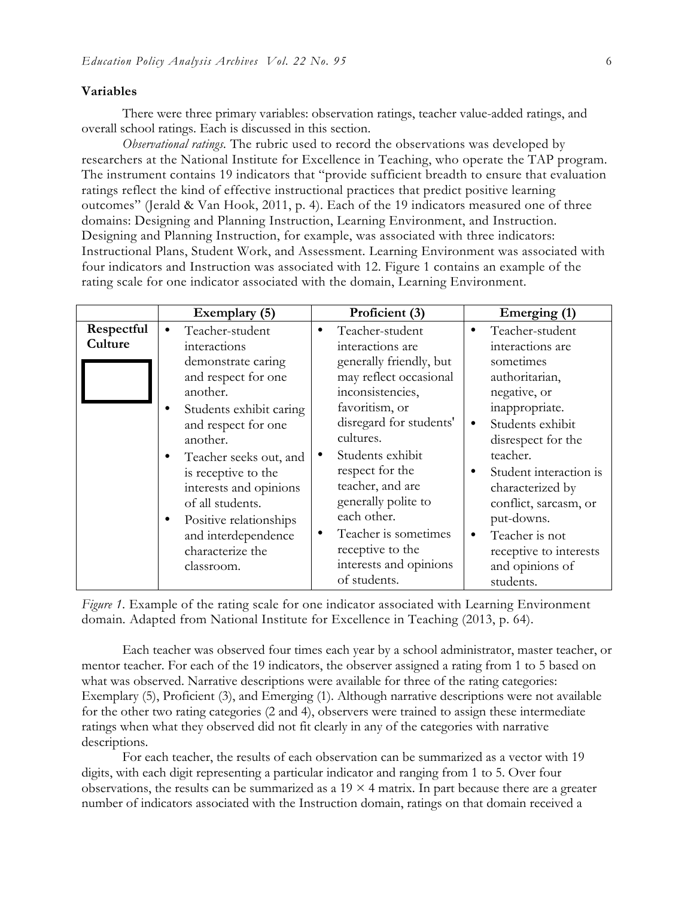### Variables

There were three primary variables: observation ratings, teacher value-added ratings, and overall school ratings. Each is discussed in this section.

*Observational ratings.* The rubric used to record the observations was developed by researchers at the National Institute for Excellence in Teaching, who operate the TAP program. The instrument contains 19 indicators that "provide sufficient breadth to ensure that evaluation ratings reflect the kind of effective instructional practices that predict positive learning outcomes" (Jerald & Van Hook, 2011, p. 4). Each of the 19 indicators measured one of three domains: Designing and Planning Instruction, Learning Environment, and Instruction. Designing and Planning Instruction, for example, was associated with three indicators: Instructional Plans, Student Work, and Assessment. Learning Environment was associated with four indicators and Instruction was associated with 12. Figure 1 contains an example of the rating scale for one indicator associated with the domain, Learning Environment.

| | Exemplary (5) | Proficient (3) | Emerging (1) |
|---|---|---|---|
| **Respectful Culture** | • Teacher-student interactions demonstrate caring and respect for one another.<br>• Students exhibit caring and respect for one another.<br>• Teacher seeks out, and is receptive to the interests and opinions of all students.<br>• Positive relationships and interdependence characterize the classroom. | • Teacher-student interactions are generally friendly, but may reflect occasional inconsistencies, favoritism, or disregard for students' cultures.<br>• Students exhibit respect for the teacher, and are generally polite to each other.<br>• Teacher is sometimes receptive to the interests and opinions of students. | • Teacher-student interactions are sometimes authoritarian, negative, or inappropriate.<br>• Students exhibit disrespect for the teacher.<br>• Student interaction is characterized by conflict, sarcasm, or put-downs.<br>• Teacher is not receptive to interests and opinions of students. |

*Figure 1*. Example of the rating scale for one indicator associated with Learning Environment domain. Adapted from National Institute for Excellence in Teaching (2013, p. 64).

Each teacher was observed four times each year by a school administrator, master teacher, or mentor teacher. For each of the 19 indicators, the observer assigned a rating from 1 to 5 based on what was observed. Narrative descriptions were available for three of the rating categories: Exemplary (5), Proficient (3), and Emerging (1). Although narrative descriptions were not available for the other two rating categories (2 and 4), observers were trained to assign these intermediate ratings when what they observed did not fit clearly in any of the categories with narrative descriptions.

For each teacher, the results of each observation can be summarized as a vector with 19 digits, with each digit representing a particular indicator and ranging from 1 to 5. Over four observations, the results can be summarized as a $19 \times 4$ matrix. In part because there are a greater number of indicators associated with the Instruction domain, ratings on that domain received a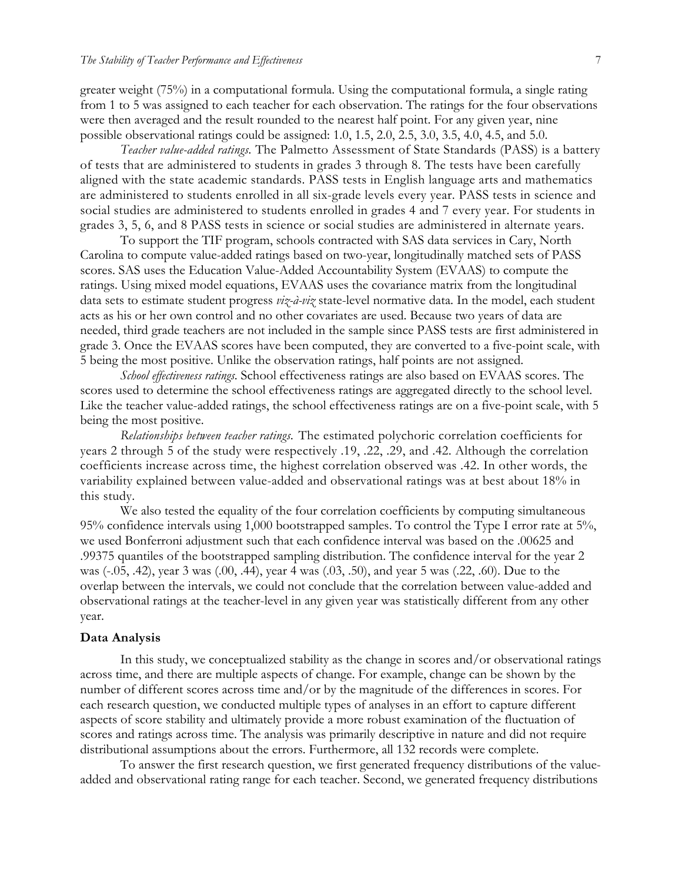greater weight (75%) in a computational formula. Using the computational formula, a single rating from 1 to 5 was assigned to each teacher for each observation. The ratings for the four observations were then averaged and the result rounded to the nearest half point. For any given year, nine possible observational ratings could be assigned: 1.0, 1.5, 2.0, 2.5, 3.0, 3.5, 4.0, 4.5, and 5.0.

*Teacher value-added ratings.* The Palmetto Assessment of State Standards (PASS) is a battery of tests that are administered to students in grades 3 through 8. The tests have been carefully aligned with the state academic standards. PASS tests in English language arts and mathematics are administered to students enrolled in all six-grade levels every year. PASS tests in science and social studies are administered to students enrolled in grades 4 and 7 every year. For students in grades 3, 5, 6, and 8 PASS tests in science or social studies are administered in alternate years.

To support the TIF program, schools contracted with SAS data services in Cary, North Carolina to compute value-added ratings based on two-year, longitudinally matched sets of PASS scores. SAS uses the Education Value-Added Accountability System (EVAAS) to compute the ratings. Using mixed model equations, EVAAS uses the covariance matrix from the longitudinal data sets to estimate student progress *viz-à-viz* state-level normative data. In the model, each student acts as his or her own control and no other covariates are used. Because two years of data are needed, third grade teachers are not included in the sample since PASS tests are first administered in grade 3. Once the EVAAS scores have been computed, they are converted to a five-point scale, with 5 being the most positive. Unlike the observation ratings, half points are not assigned.

*School effectiveness ratings.* School effectiveness ratings are also based on EVAAS scores. The scores used to determine the school effectiveness ratings are aggregated directly to the school level. Like the teacher value-added ratings, the school effectiveness ratings are on a five-point scale, with 5 being the most positive.

*Relationships between teacher ratings.* The estimated polychoric correlation coefficients for years 2 through 5 of the study were respectively .19, .22, .29, and .42. Although the correlation coefficients increase across time, the highest correlation observed was .42. In other words, the variability explained between value-added and observational ratings was at best about 18% in this study.

We also tested the equality of the four correlation coefficients by computing simultaneous 95% confidence intervals using 1,000 bootstrapped samples. To control the Type I error rate at 5%, we used Bonferroni adjustment such that each confidence interval was based on the .00625 and .99375 quantiles of the bootstrapped sampling distribution. The confidence interval for the year 2 was (-.05, .42), year 3 was (.00, .44), year 4 was (.03, .50), and year 5 was (.22, .60). Due to the overlap between the intervals, we could not conclude that the correlation between value-added and observational ratings at the teacher-level in any given year was statistically different from any other year.

### Data Analysis

In this study, we conceptualized stability as the change in scores and/or observational ratings across time, and there are multiple aspects of change. For example, change can be shown by the number of different scores across time and/or by the magnitude of the differences in scores. For each research question, we conducted multiple types of analyses in an effort to capture different aspects of score stability and ultimately provide a more robust examination of the fluctuation of scores and ratings across time. The analysis was primarily descriptive in nature and did not require distributional assumptions about the errors. Furthermore, all 132 records were complete.

To answer the first research question, we first generated frequency distributions of the value-added and observational rating range for each teacher. Second, we generated frequency distributions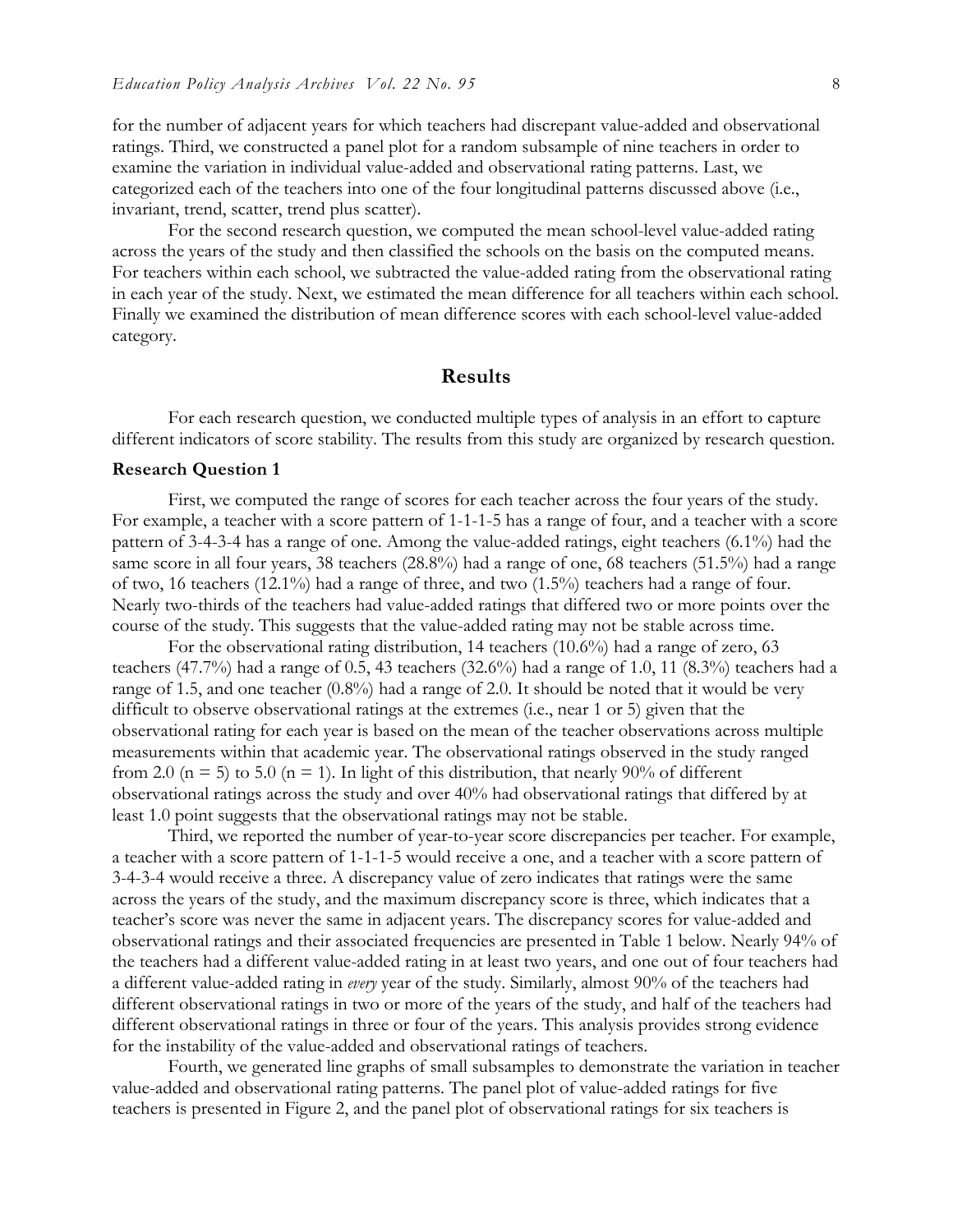for the number of adjacent years for which teachers had discrepant value-added and observational ratings. Third, we constructed a panel plot for a random subsample of nine teachers in order to examine the variation in individual value-added and observational rating patterns. Last, we categorized each of the teachers into one of the four longitudinal patterns discussed above (i.e., invariant, trend, scatter, trend plus scatter).

For the second research question, we computed the mean school-level value-added rating across the years of the study and then classified the schools on the basis on the computed means. For teachers within each school, we subtracted the value-added rating from the observational rating in each year of the study. Next, we estimated the mean difference for all teachers within each school. Finally we examined the distribution of mean difference scores with each school-level value-added category.

## Results

For each research question, we conducted multiple types of analysis in an effort to capture different indicators of score stability. The results from this study are organized by research question.

### Research Question 1

First, we computed the range of scores for each teacher across the four years of the study. For example, a teacher with a score pattern of 1-1-1-5 has a range of four, and a teacher with a score pattern of 3-4-3-4 has a range of one. Among the value-added ratings, eight teachers (6.1%) had the same score in all four years, 38 teachers (28.8%) had a range of one, 68 teachers (51.5%) had a range of two, 16 teachers (12.1%) had a range of three, and two (1.5%) teachers had a range of four. Nearly two-thirds of the teachers had value-added ratings that differed two or more points over the course of the study. This suggests that the value-added rating may not be stable across time.

For the observational rating distribution, 14 teachers (10.6%) had a range of zero, 63 teachers (47.7%) had a range of 0.5, 43 teachers (32.6%) had a range of 1.0, 11 (8.3%) teachers had a range of 1.5, and one teacher (0.8%) had a range of 2.0. It should be noted that it would be very difficult to observe observational ratings at the extremes (i.e., near 1 or 5) given that the observational rating for each year is based on the mean of the teacher observations across multiple measurements within that academic year. The observational ratings observed in the study ranged from 2.0 (n = 5) to 5.0 (n = 1). In light of this distribution, that nearly 90% of different observational ratings across the study and over 40% had observational ratings that differed by at least 1.0 point suggests that the observational ratings may not be stable.

Third, we reported the number of year-to-year score discrepancies per teacher. For example, a teacher with a score pattern of 1-1-1-5 would receive a one, and a teacher with a score pattern of 3-4-3-4 would receive a three. A discrepancy value of zero indicates that ratings were the same across the years of the study, and the maximum discrepancy score is three, which indicates that a teacher's score was never the same in adjacent years. The discrepancy scores for value-added and observational ratings and their associated frequencies are presented in Table 1 below. Nearly 94% of the teachers had a different value-added rating in at least two years, and one out of four teachers had a different value-added rating in *every* year of the study. Similarly, almost 90% of the teachers had different observational ratings in two or more of the years of the study, and half of the teachers had different observational ratings in three or four of the years. This analysis provides strong evidence for the instability of the value-added and observational ratings of teachers.

Fourth, we generated line graphs of small subsamples to demonstrate the variation in teacher value-added and observational rating patterns. The panel plot of value-added ratings for five teachers is presented in Figure 2, and the panel plot of observational ratings for six teachers is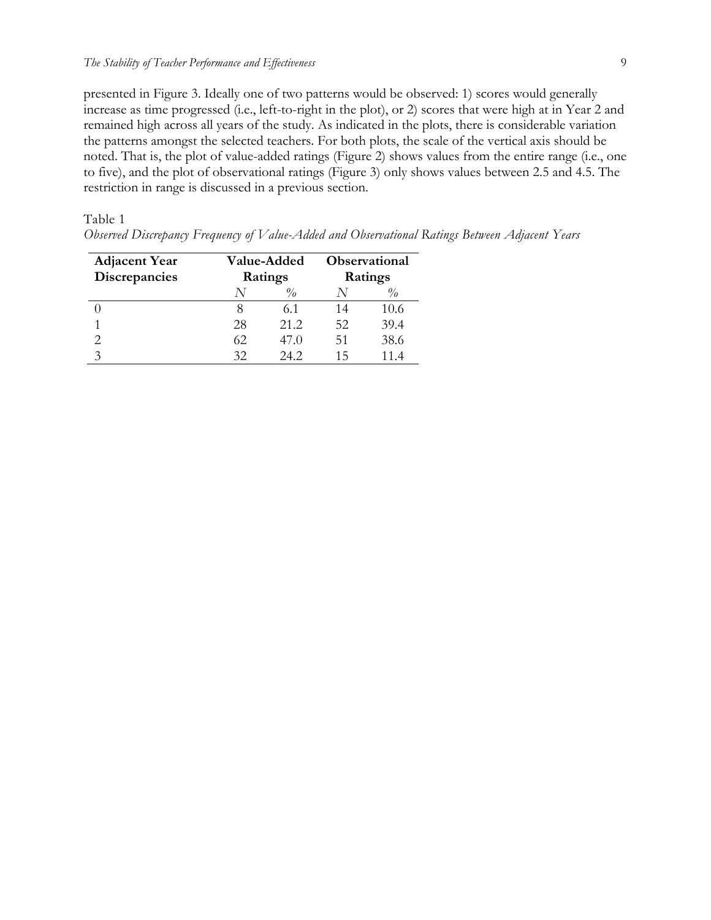presented in Figure 3. Ideally one of two patterns would be observed: 1) scores would generally increase as time progressed (i.e., left-to-right in the plot), or 2) scores that were high at in Year 2 and remained high across all years of the study. As indicated in the plots, there is considerable variation the patterns amongst the selected teachers. For both plots, the scale of the vertical axis should be noted. That is, the plot of value-added ratings (Figure 2) shows values from the entire range (i.e., one to five), and the plot of observational ratings (Figure 3) only shows values between 2.5 and 4.5. The restriction in range is discussed in a previous section.

Table 1

*Observed Discrepancy Frequency of Value-Added and Observational Ratings Between Adjacent Years*

| **Adjacent Year Discrepancies** | **Value-Added Ratings** | | **Observational Ratings** | |
|---|---|---|---|---|
| | *N* | *%* | *N* | *%* |
| 0 | 8 | 6.1 | 14 | 10.6 |
| 1 | 28 | 21.2 | 52 | 39.4 |
| 2 | 62 | 47.0 | 51 | 38.6 |
| 3 | 32 | 24.2 | 15 | 11.4 |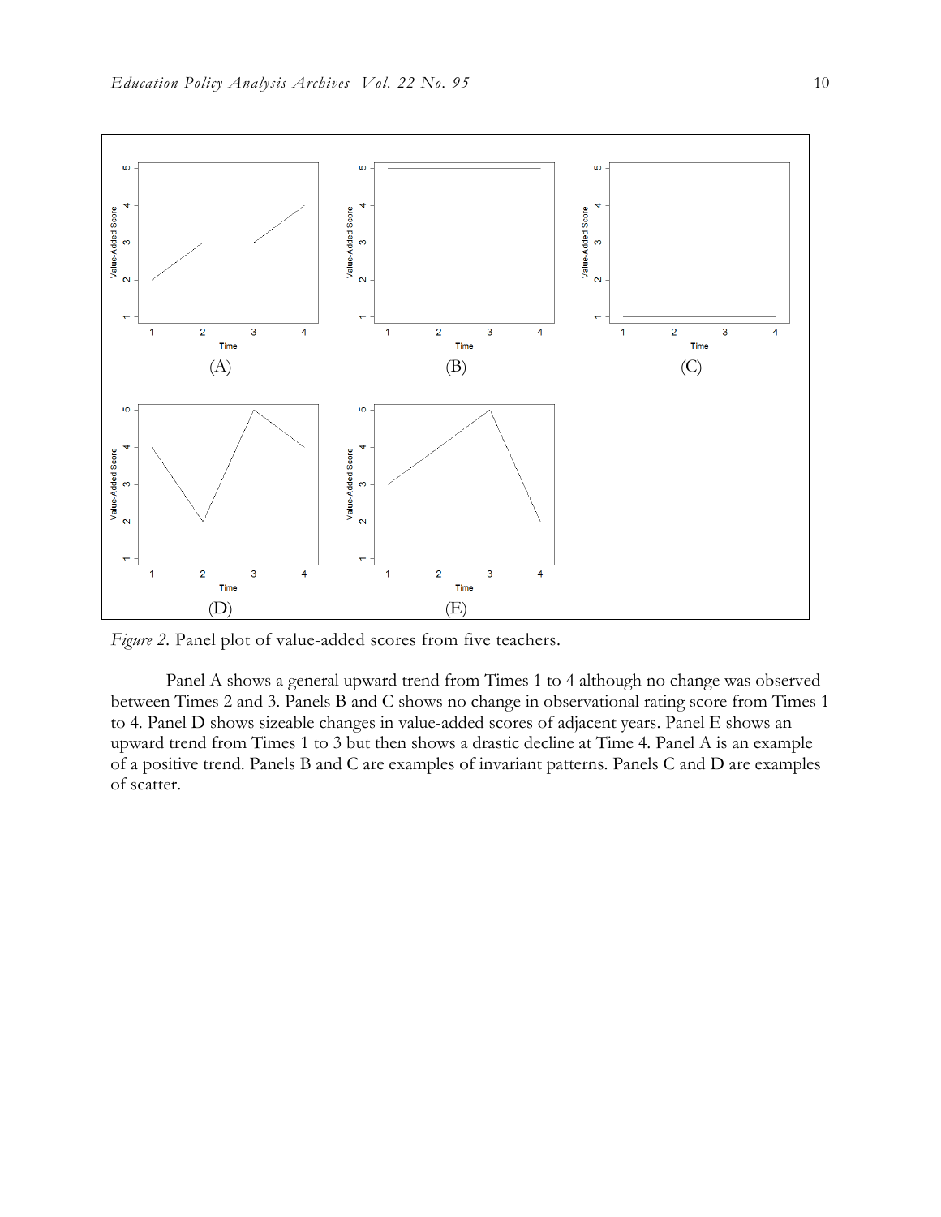*Figure 2.* Panel plot of value-added scores from five teachers.

Panel A shows a general upward trend from Times 1 to 4 although no change was observed between Times 2 and 3. Panels B and C shows no change in observational rating score from Times 1 to 4. Panel D shows sizeable changes in value-added scores of adjacent years. Panel E shows an upward trend from Times 1 to 3 but then shows a drastic decline at Time 4. Panel A is an example of a positive trend. Panels B and C are examples of invariant patterns. Panels C and D are examples of scatter.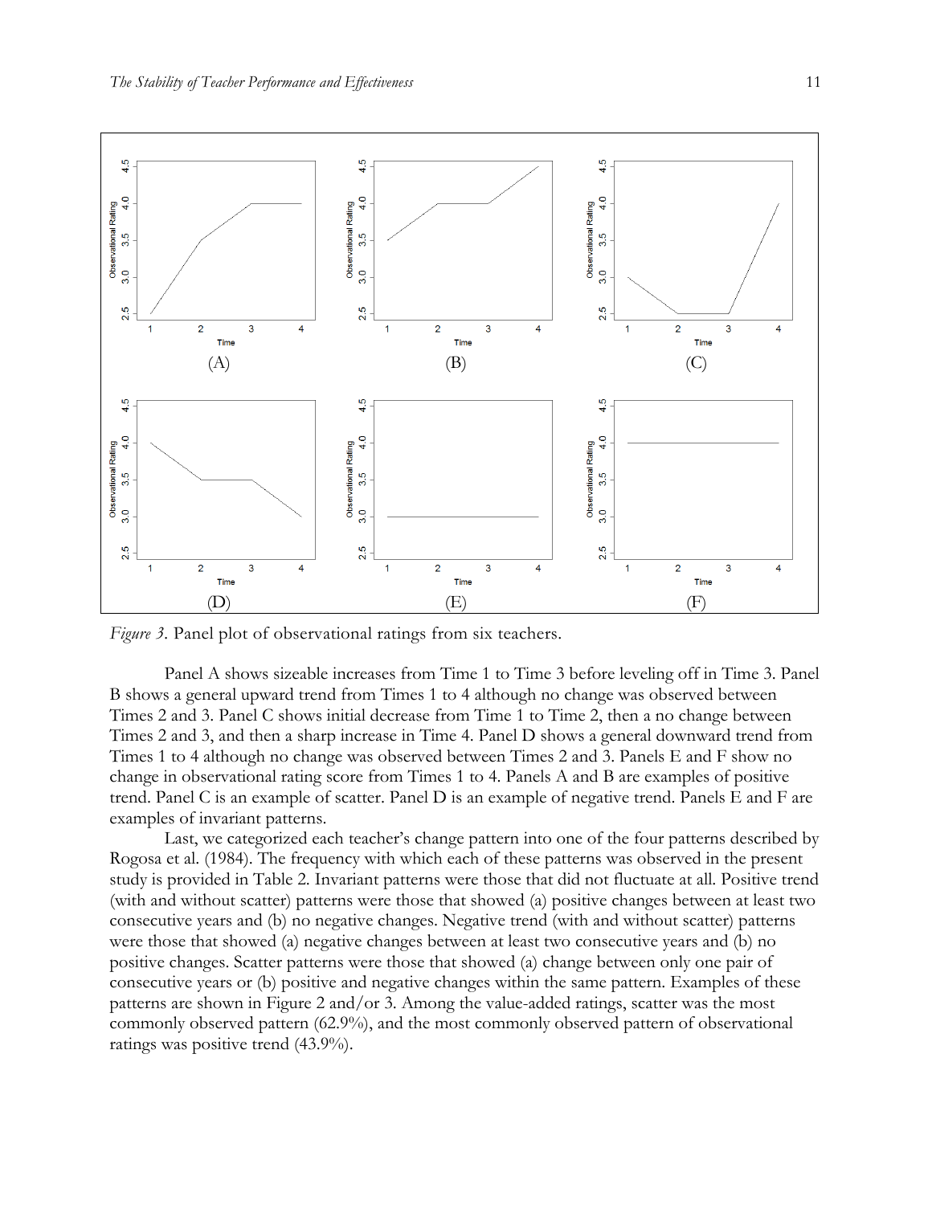*Figure 3.* Panel plot of observational ratings from six teachers.

Panel A shows sizeable increases from Time 1 to Time 3 before leveling off in Time 3. Panel B shows a general upward trend from Times 1 to 4 although no change was observed between Times 2 and 3. Panel C shows initial decrease from Time 1 to Time 2, then a no change between Times 2 and 3, and then a sharp increase in Time 4. Panel D shows a general downward trend from Times 1 to 4 although no change was observed between Times 2 and 3. Panels E and F show no change in observational rating score from Times 1 to 4. Panels A and B are examples of positive trend. Panel C is an example of scatter. Panel D is an example of negative trend. Panels E and F are examples of invariant patterns.

Last, we categorized each teacher's change pattern into one of the four patterns described by Rogosa et al. (1984). The frequency with which each of these patterns was observed in the present study is provided in Table 2. Invariant patterns were those that did not fluctuate at all. Positive trend (with and without scatter) patterns were those that showed (a) positive changes between at least two consecutive years and (b) no negative changes. Negative trend (with and without scatter) patterns were those that showed (a) negative changes between at least two consecutive years and (b) no positive changes. Scatter patterns were those that showed (a) change between only one pair of consecutive years or (b) positive and negative changes within the same pattern. Examples of these patterns are shown in Figure 2 and/or 3. Among the value-added ratings, scatter was the most commonly observed pattern (62.9%), and the most commonly observed pattern of observational ratings was positive trend (43.9%).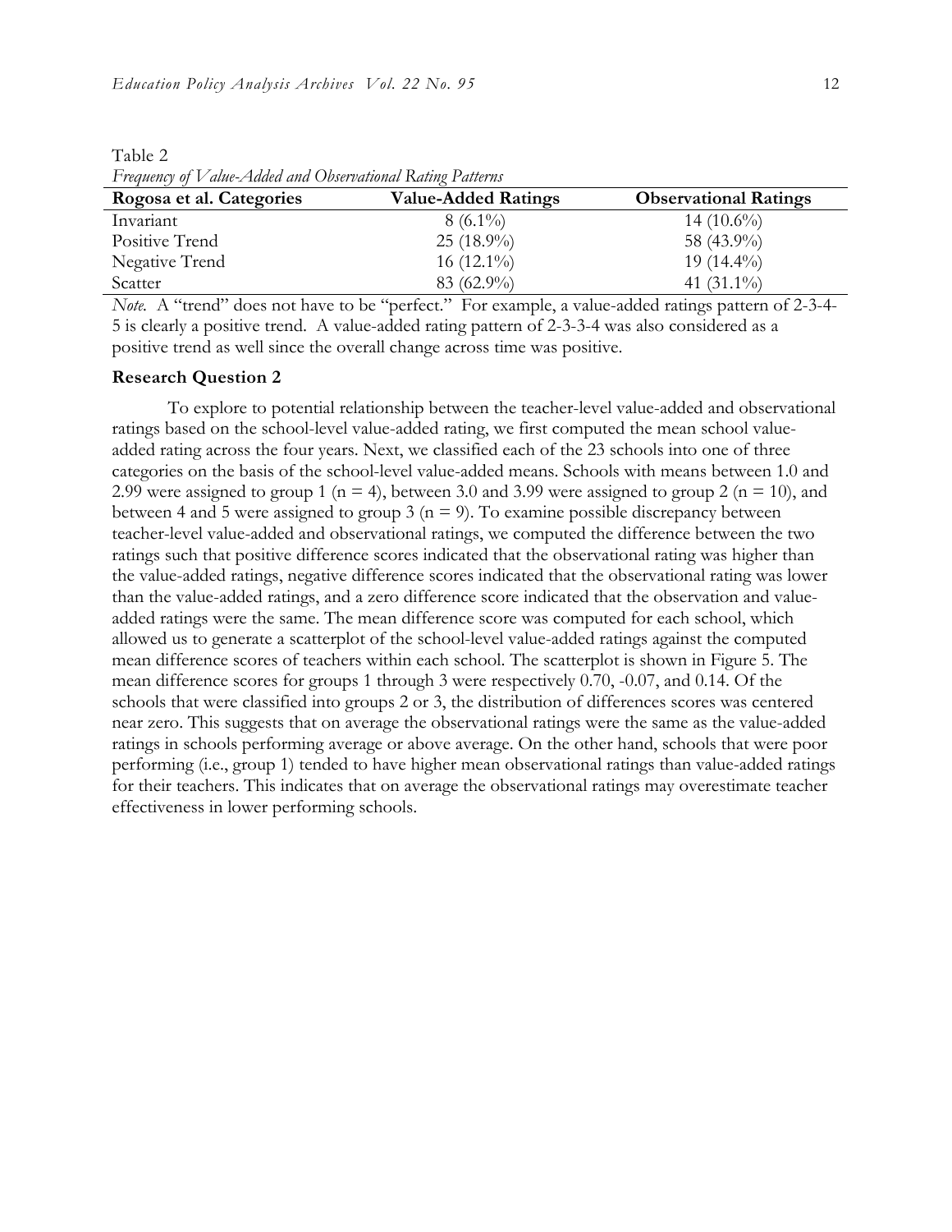Table 2
*Frequency of Value-Added and Observational Rating Patterns*

| Rogosa et al. Categories | Value-Added Ratings | Observational Ratings |
|---|---|---|
| Invariant | 8 (6.1%) | 14 (10.6%) |
| Positive Trend | 25 (18.9%) | 58 (43.9%) |
| Negative Trend | 16 (12.1%) | 19 (14.4%) |
| Scatter | 83 (62.9%) | 41 (31.1%) |

*Note.* A "trend" does not have to be "perfect." For example, a value-added ratings pattern of 2-3-4-5 is clearly a positive trend. A value-added rating pattern of 2-3-3-4 was also considered as a positive trend as well since the overall change across time was positive.

**Research Question 2**

To explore to potential relationship between the teacher-level value-added and observational ratings based on the school-level value-added rating, we first computed the mean school value-added rating across the four years. Next, we classified each of the 23 schools into one of three categories on the basis of the school-level value-added means. Schools with means between 1.0 and 2.99 were assigned to group 1 ($n = 4$), between 3.0 and 3.99 were assigned to group 2 ($n = 10$), and between 4 and 5 were assigned to group 3 ($n = 9$). To examine possible discrepancy between teacher-level value-added and observational ratings, we computed the difference between the two ratings such that positive difference scores indicated that the observational rating was higher than the value-added ratings, negative difference scores indicated that the observational rating was lower than the value-added ratings, and a zero difference score indicated that the observation and value-added ratings were the same. The mean difference score was computed for each school, which allowed us to generate a scatterplot of the school-level value-added ratings against the computed mean difference scores of teachers within each school. The scatterplot is shown in Figure 5. The mean difference scores for groups 1 through 3 were respectively 0.70, -0.07, and 0.14. Of the schools that were classified into groups 2 or 3, the distribution of differences scores was centered near zero. This suggests that on average the observational ratings were the same as the value-added ratings in schools performing average or above average. On the other hand, schools that were poor performing (i.e., group 1) tended to have higher mean observational ratings than value-added ratings for their teachers. This indicates that on average the observational ratings may overestimate teacher effectiveness in lower performing schools.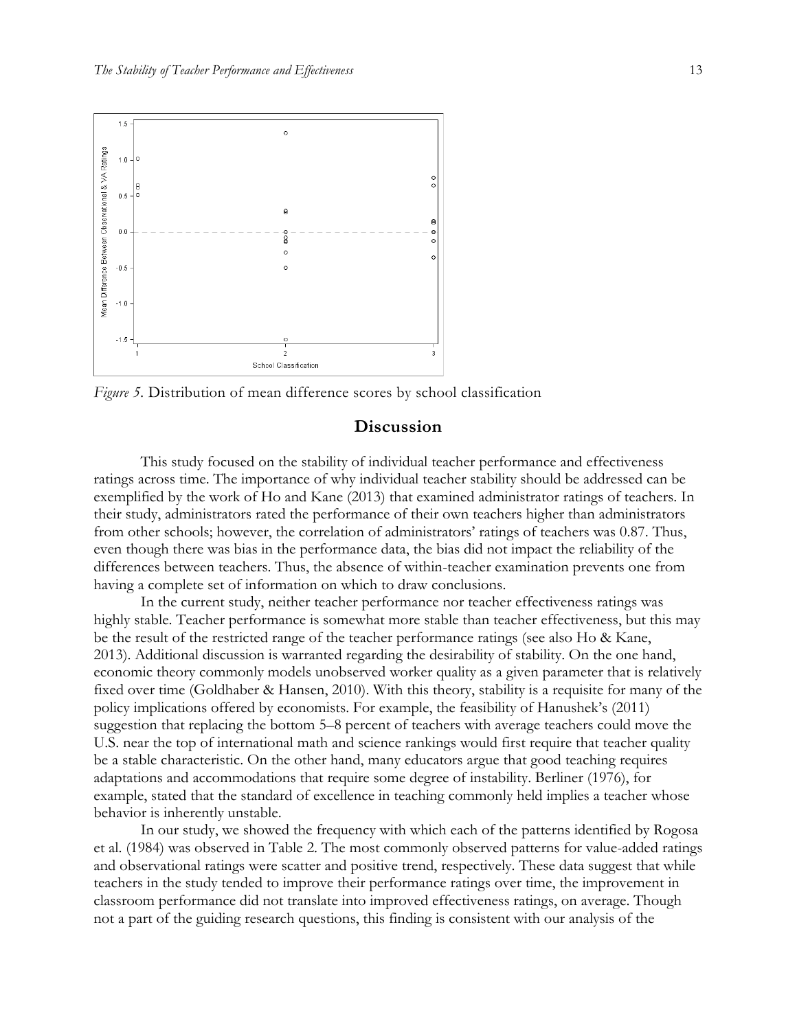*Figure 5*. Distribution of mean difference scores by school classification

## Discussion

This study focused on the stability of individual teacher performance and effectiveness ratings across time. The importance of why individual teacher stability should be addressed can be exemplified by the work of Ho and Kane (2013) that examined administrator ratings of teachers. In their study, administrators rated the performance of their own teachers higher than administrators from other schools; however, the correlation of administrators' ratings of teachers was 0.87. Thus, even though there was bias in the performance data, the bias did not impact the reliability of the differences between teachers. Thus, the absence of within-teacher examination prevents one from having a complete set of information on which to draw conclusions.

In the current study, neither teacher performance nor teacher effectiveness ratings was highly stable. Teacher performance is somewhat more stable than teacher effectiveness, but this may be the result of the restricted range of the teacher performance ratings (see also Ho & Kane, 2013). Additional discussion is warranted regarding the desirability of stability. On the one hand, economic theory commonly models unobserved worker quality as a given parameter that is relatively fixed over time (Goldhaber & Hansen, 2010). With this theory, stability is a requisite for many of the policy implications offered by economists. For example, the feasibility of Hanushek's (2011) suggestion that replacing the bottom 5–8 percent of teachers with average teachers could move the U.S. near the top of international math and science rankings would first require that teacher quality be a stable characteristic. On the other hand, many educators argue that good teaching requires adaptations and accommodations that require some degree of instability. Berliner (1976), for example, stated that the standard of excellence in teaching commonly held implies a teacher whose behavior is inherently unstable.

In our study, we showed the frequency with which each of the patterns identified by Rogosa et al. (1984) was observed in Table 2. The most commonly observed patterns for value-added ratings and observational ratings were scatter and positive trend, respectively. These data suggest that while teachers in the study tended to improve their performance ratings over time, the improvement in classroom performance did not translate into improved effectiveness ratings, on average. Though not a part of the guiding research questions, this finding is consistent with our analysis of the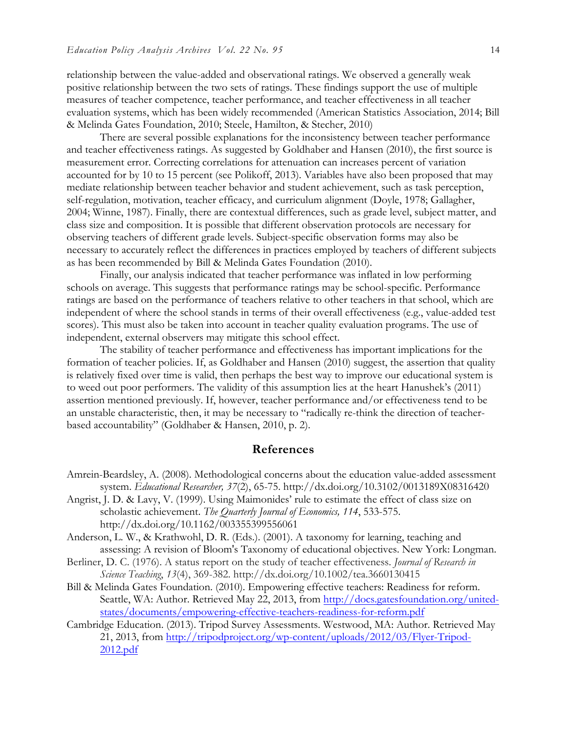relationship between the value-added and observational ratings. We observed a generally weak positive relationship between the two sets of ratings. These findings support the use of multiple measures of teacher competence, teacher performance, and teacher effectiveness in all teacher evaluation systems, which has been widely recommended (American Statistics Association, 2014; Bill & Melinda Gates Foundation, 2010; Steele, Hamilton, & Stecher, 2010)

There are several possible explanations for the inconsistency between teacher performance and teacher effectiveness ratings. As suggested by Goldhaber and Hansen (2010), the first source is measurement error. Correcting correlations for attenuation can increases percent of variation accounted for by 10 to 15 percent (see Polikoff, 2013). Variables have also been proposed that may mediate relationship between teacher behavior and student achievement, such as task perception, self-regulation, motivation, teacher efficacy, and curriculum alignment (Doyle, 1978; Gallagher, 2004; Winne, 1987). Finally, there are contextual differences, such as grade level, subject matter, and class size and composition. It is possible that different observation protocols are necessary for observing teachers of different grade levels. Subject-specific observation forms may also be necessary to accurately reflect the differences in practices employed by teachers of different subjects as has been recommended by Bill & Melinda Gates Foundation (2010).

Finally, our analysis indicated that teacher performance was inflated in low performing schools on average. This suggests that performance ratings may be school-specific. Performance ratings are based on the performance of teachers relative to other teachers in that school, which are independent of where the school stands in terms of their overall effectiveness (e.g., value-added test scores). This must also be taken into account in teacher quality evaluation programs. The use of independent, external observers may mitigate this school effect.

The stability of teacher performance and effectiveness has important implications for the formation of teacher policies. If, as Goldhaber and Hansen (2010) suggest, the assertion that quality is relatively fixed over time is valid, then perhaps the best way to improve our educational system is to weed out poor performers. The validity of this assumption lies at the heart Hanushek's (2011) assertion mentioned previously. If, however, teacher performance and/or effectiveness tend to be an unstable characteristic, then, it may be necessary to "radically re-think the direction of teacher-based accountability" (Goldhaber & Hansen, 2010, p. 2).

## References

Amrein-Beardsley, A. (2008). Methodological concerns about the education value-added assessment system. *Educational Researcher, 37*(2), 65-75. http://dx.doi.org/10.3102/0013189X08316420

Angrist, J. D. & Lavy, V. (1999). Using Maimonides' rule to estimate the effect of class size on scholastic achievement. *The Quarterly Journal of Economics, 114*, 533-575. http://dx.doi.org/10.1162/003355399556061

Anderson, L. W., & Krathwohl, D. R. (Eds.). (2001). A taxonomy for learning, teaching and assessing: A revision of Bloom's Taxonomy of educational objectives. New York: Longman.

Berliner, D. C. (1976). A status report on the study of teacher effectiveness. *Journal of Research in Science Teaching, 13*(4), 369-382. http://dx.doi.org/10.1002/tea.3660130415

Bill & Melinda Gates Foundation. (2010). Empowering effective teachers: Readiness for reform. Seattle, WA: Author. Retrieved May 22, 2013, from http://docs.gatesfoundation.org/united-states/documents/empowering-effective-teachers-readiness-for-reform.pdf

Cambridge Education. (2013). Tripod Survey Assessments. Westwood, MA: Author. Retrieved May 21, 2013, from http://tripodproject.org/wp-content/uploads/2012/03/Flyer-Tripod-2012.pdf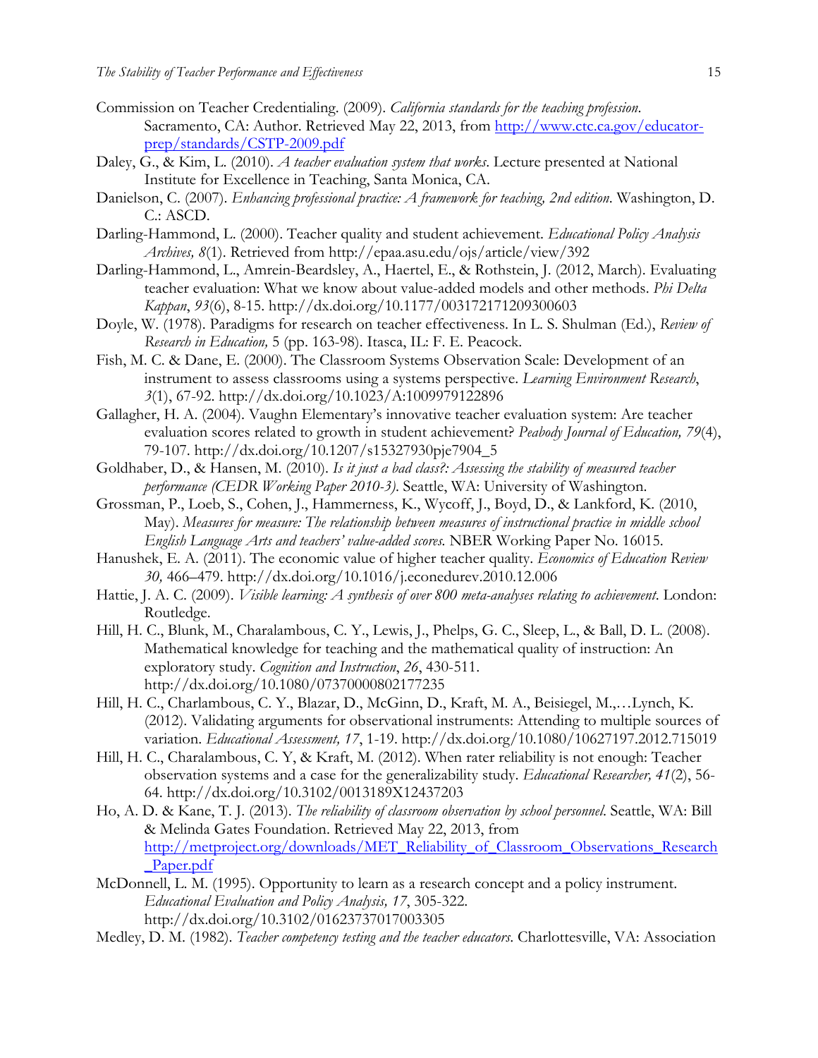Commission on Teacher Credentialing. (2009). *California standards for the teaching profession*. Sacramento, CA: Author. Retrieved May 22, 2013, from http://www.ctc.ca.gov/educator-prep/standards/CSTP-2009.pdf

Daley, G., & Kim, L. (2010). *A teacher evaluation system that works*. Lecture presented at National Institute for Excellence in Teaching, Santa Monica, CA.

Danielson, C. (2007). *Enhancing professional practice: A framework for teaching, 2nd edition*. Washington, D. C.: ASCD.

Darling-Hammond, L. (2000). Teacher quality and student achievement. *Educational Policy Analysis Archives, 8*(1). Retrieved from http://epaa.asu.edu/ojs/article/view/392

Darling-Hammond, L., Amrein-Beardsley, A., Haertel, E., & Rothstein, J. (2012, March). Evaluating teacher evaluation: What we know about value-added models and other methods. *Phi Delta Kappan*, *93*(6), 8-15. http://dx.doi.org/10.1177/003172171209300603

Doyle, W. (1978). Paradigms for research on teacher effectiveness. In L. S. Shulman (Ed.), *Review of Research in Education,* 5 (pp. 163-98). Itasca, IL: F. E. Peacock.

Fish, M. C. & Dane, E. (2000). The Classroom Systems Observation Scale: Development of an instrument to assess classrooms using a systems perspective. *Learning Environment Research*, *3*(1), 67-92. http://dx.doi.org/10.1023/A:1009979122896

Gallagher, H. A. (2004). Vaughn Elementary's innovative teacher evaluation system: Are teacher evaluation scores related to growth in student achievement? *Peabody Journal of Education, 79*(4), 79-107. http://dx.doi.org/10.1207/s15327930pje7904_5

Goldhaber, D., & Hansen, M. (2010). *Is it just a bad class?: Assessing the stability of measured teacher performance (CEDR Working Paper 2010-3)*. Seattle, WA: University of Washington.

Grossman, P., Loeb, S., Cohen, J., Hammerness, K., Wycoff, J., Boyd, D., & Lankford, K. (2010, May). *Measures for measure: The relationship between measures of instructional practice in middle school English Language Arts and teachers' value-added scores.* NBER Working Paper No. 16015.

Hanushek, E. A. (2011). The economic value of higher teacher quality. *Economics of Education Review 30,* 466–479. http://dx.doi.org/10.1016/j.econedurev.2010.12.006

Hattie, J. A. C. (2009). *Visible learning: A synthesis of over 800 meta-analyses relating to achievement*. London: Routledge.

Hill, H. C., Blunk, M., Charalambous, C. Y., Lewis, J., Phelps, G. C., Sleep, L., & Ball, D. L. (2008). Mathematical knowledge for teaching and the mathematical quality of instruction: An exploratory study. *Cognition and Instruction*, *26*, 430-511. http://dx.doi.org/10.1080/07370000802177235

Hill, H. C., Charlambous, C. Y., Blazar, D., McGinn, D., Kraft, M. A., Beisiegel, M.,…Lynch, K. (2012). Validating arguments for observational instruments: Attending to multiple sources of variation. *Educational Assessment, 17*, 1-19. http://dx.doi.org/10.1080/10627197.2012.715019

Hill, H. C., Charalambous, C. Y, & Kraft, M. (2012). When rater reliability is not enough: Teacher observation systems and a case for the generalizability study. *Educational Researcher, 41*(2), 56-64. http://dx.doi.org/10.3102/0013189X12437203

Ho, A. D. & Kane, T. J. (2013). *The reliability of classroom observation by school personnel*. Seattle, WA: Bill & Melinda Gates Foundation. Retrieved May 22, 2013, from http://metproject.org/downloads/MET_Reliability_of_Classroom_Observations_Research_Paper.pdf

McDonnell, L. M. (1995). Opportunity to learn as a research concept and a policy instrument. *Educational Evaluation and Policy Analysis, 17*, 305-322. http://dx.doi.org/10.3102/01623737017003305

Medley, D. M. (1982). *Teacher competency testing and the teacher educators.* Charlottesville, VA: Association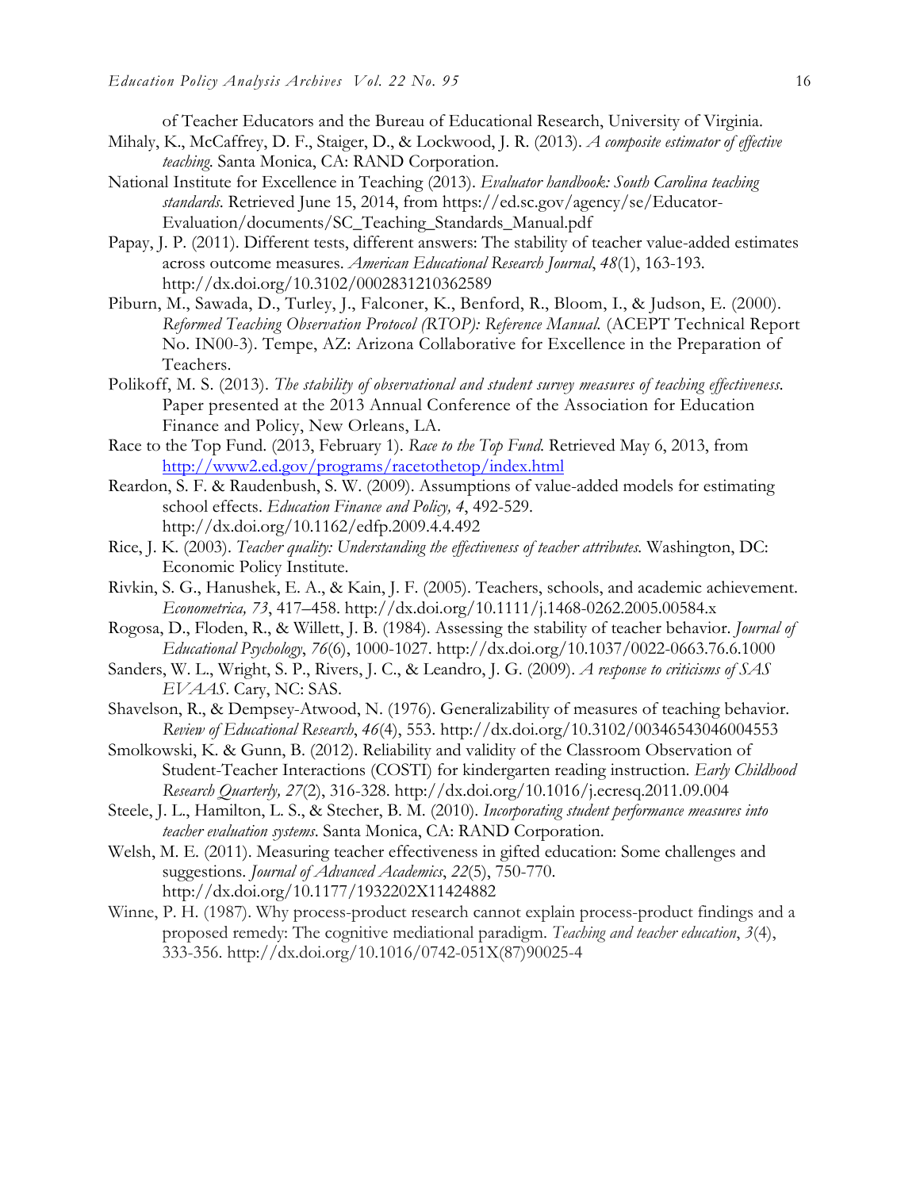of Teacher Educators and the Bureau of Educational Research, University of Virginia.

Mihaly, K., McCaffrey, D. F., Staiger, D., & Lockwood, J. R. (2013). *A composite estimator of effective teaching*. Santa Monica, CA: RAND Corporation.

National Institute for Excellence in Teaching (2013). *Evaluator handbook: South Carolina teaching standards*. Retrieved June 15, 2014, from https://ed.sc.gov/agency/se/Educator-Evaluation/documents/SC_Teaching_Standards_Manual.pdf

Papay, J. P. (2011). Different tests, different answers: The stability of teacher value-added estimates across outcome measures. *American Educational Research Journal*, *48*(1), 163-193. http://dx.doi.org/10.3102/0002831210362589

Piburn, M., Sawada, D., Turley, J., Falconer, K., Benford, R., Bloom, I., & Judson, E. (2000). *Reformed Teaching Observation Protocol (RTOP): Reference Manual.* (ACEPT Technical Report No. IN00-3). Tempe, AZ: Arizona Collaborative for Excellence in the Preparation of Teachers.

Polikoff, M. S. (2013). *The stability of observational and student survey measures of teaching effectiveness.* Paper presented at the 2013 Annual Conference of the Association for Education Finance and Policy, New Orleans, LA.

Race to the Top Fund. (2013, February 1). *Race to the Top Fund.* Retrieved May 6, 2013, from http://www2.ed.gov/programs/racetothetop/index.html

Reardon, S. F. & Raudenbush, S. W. (2009). Assumptions of value-added models for estimating school effects. *Education Finance and Policy, 4*, 492-529. http://dx.doi.org/10.1162/edfp.2009.4.4.492

Rice, J. K. (2003). *Teacher quality: Understanding the effectiveness of teacher attributes.* Washington, DC: Economic Policy Institute.

Rivkin, S. G., Hanushek, E. A., & Kain, J. F. (2005). Teachers, schools, and academic achievement. *Econometrica, 73*, 417–458. http://dx.doi.org/10.1111/j.1468-0262.2005.00584.x

Rogosa, D., Floden, R., & Willett, J. B. (1984). Assessing the stability of teacher behavior. *Journal of Educational Psychology*, *76*(6), 1000-1027. http://dx.doi.org/10.1037/0022-0663.76.6.1000

Sanders, W. L., Wright, S. P., Rivers, J. C., & Leandro, J. G. (2009). *A response to criticisms of SAS EVAAS*. Cary, NC: SAS.

Shavelson, R., & Dempsey-Atwood, N. (1976). Generalizability of measures of teaching behavior. *Review of Educational Research*, *46*(4), 553. http://dx.doi.org/10.3102/00346543046004553

Smolkowski, K. & Gunn, B. (2012). Reliability and validity of the Classroom Observation of Student-Teacher Interactions (COSTI) for kindergarten reading instruction. *Early Childhood Research Quarterly, 27*(2), 316-328. http://dx.doi.org/10.1016/j.ecresq.2011.09.004

Steele, J. L., Hamilton, L. S., & Stecher, B. M. (2010). *Incorporating student performance measures into teacher evaluation systems*. Santa Monica, CA: RAND Corporation.

Welsh, M. E. (2011). Measuring teacher effectiveness in gifted education: Some challenges and suggestions. *Journal of Advanced Academics*, *22*(5), 750-770. http://dx.doi.org/10.1177/1932202X11424882

Winne, P. H. (1987). Why process-product research cannot explain process-product findings and a proposed remedy: The cognitive mediational paradigm. *Teaching and teacher education*, *3*(4), 333-356. http://dx.doi.org/10.1016/0742-051X(87)90025-4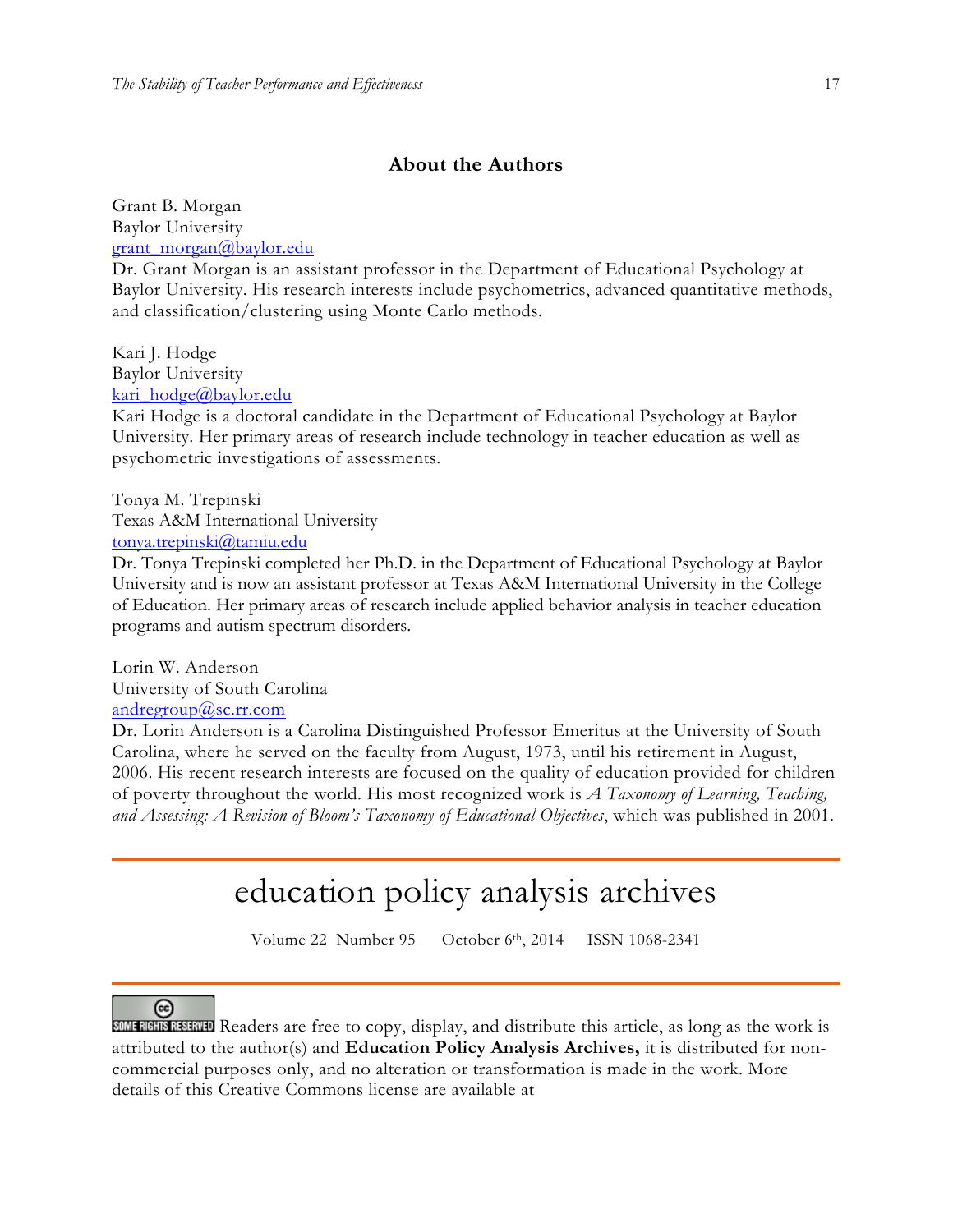## About the Authors

Grant B. Morgan
Baylor University
grant_morgan@baylor.edu
Dr. Grant Morgan is an assistant professor in the Department of Educational Psychology at Baylor University. His research interests include psychometrics, advanced quantitative methods, and classification/clustering using Monte Carlo methods.

Kari J. Hodge
Baylor University
kari_hodge@baylor.edu
Kari Hodge is a doctoral candidate in the Department of Educational Psychology at Baylor University. Her primary areas of research include technology in teacher education as well as psychometric investigations of assessments.

Tonya M. Trepinski
Texas A&M International University
tonya.trepinski@tamiu.edu
Dr. Tonya Trepinski completed her Ph.D. in the Department of Educational Psychology at Baylor University and is now an assistant professor at Texas A&M International University in the College of Education. Her primary areas of research include applied behavior analysis in teacher education programs and autism spectrum disorders.

Lorin W. Anderson
University of South Carolina
andregroup@sc.rr.com
Dr. Lorin Anderson is a Carolina Distinguished Professor Emeritus at the University of South Carolina, where he served on the faculty from August, 1973, until his retirement in August, 2006. His recent research interests are focused on the quality of education provided for children of poverty throughout the world. His most recognized work is *A Taxonomy of Learning, Teaching, and Assessing: A Revision of Bloom's Taxonomy of Educational Objectives*, which was published in 2001.

---

# education policy analysis archives

Volume 22 Number 95 October 6th, 2014 ISSN 1068-2341

---

SOME RIGHTS RESERVED Readers are free to copy, display, and distribute this article, as long as the work is attributed to the author(s) and **Education Policy Analysis Archives,** it is distributed for non-commercial purposes only, and no alteration or transformation is made in the work. More details of this Creative Commons license are available at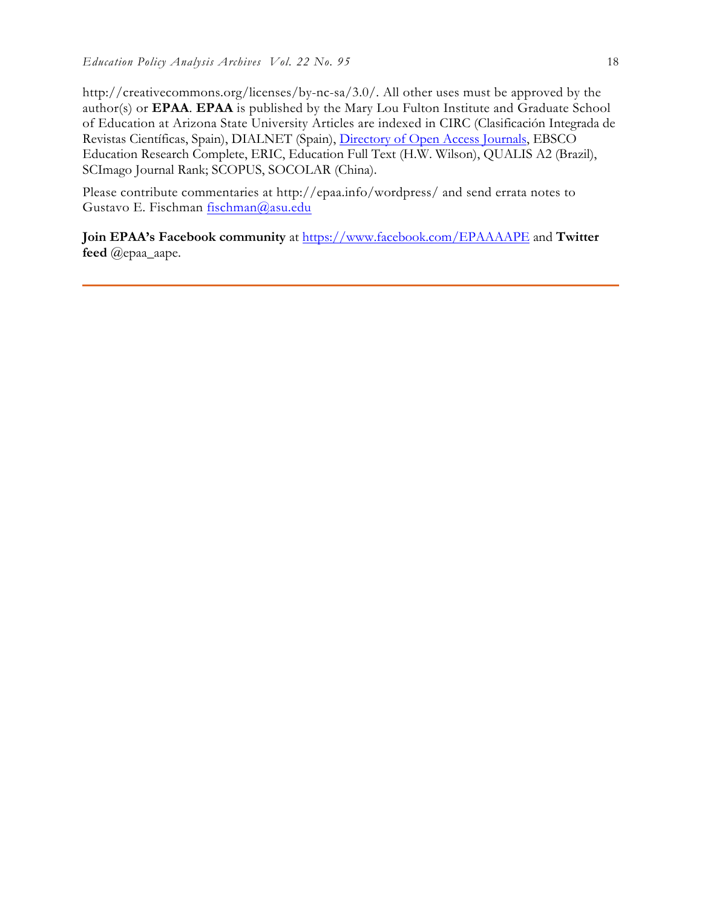http://creativecommons.org/licenses/by-nc-sa/3.0/. All other uses must be approved by the author(s) or **EPAA**. **EPAA** is published by the Mary Lou Fulton Institute and Graduate School of Education at Arizona State University Articles are indexed in CIRC (Clasificación Integrada de Revistas Científicas, Spain), DIALNET (Spain), Directory of Open Access Journals, EBSCO Education Research Complete, ERIC, Education Full Text (H.W. Wilson), QUALIS A2 (Brazil), SCImago Journal Rank; SCOPUS, SOCOLAR (China).

Please contribute commentaries at http://epaa.info/wordpress/ and send errata notes to Gustavo E. Fischman fischman@asu.edu

**Join EPAA's Facebook community** at https://www.facebook.com/EPAAAAPE and **Twitter feed** @epaa_aape.

---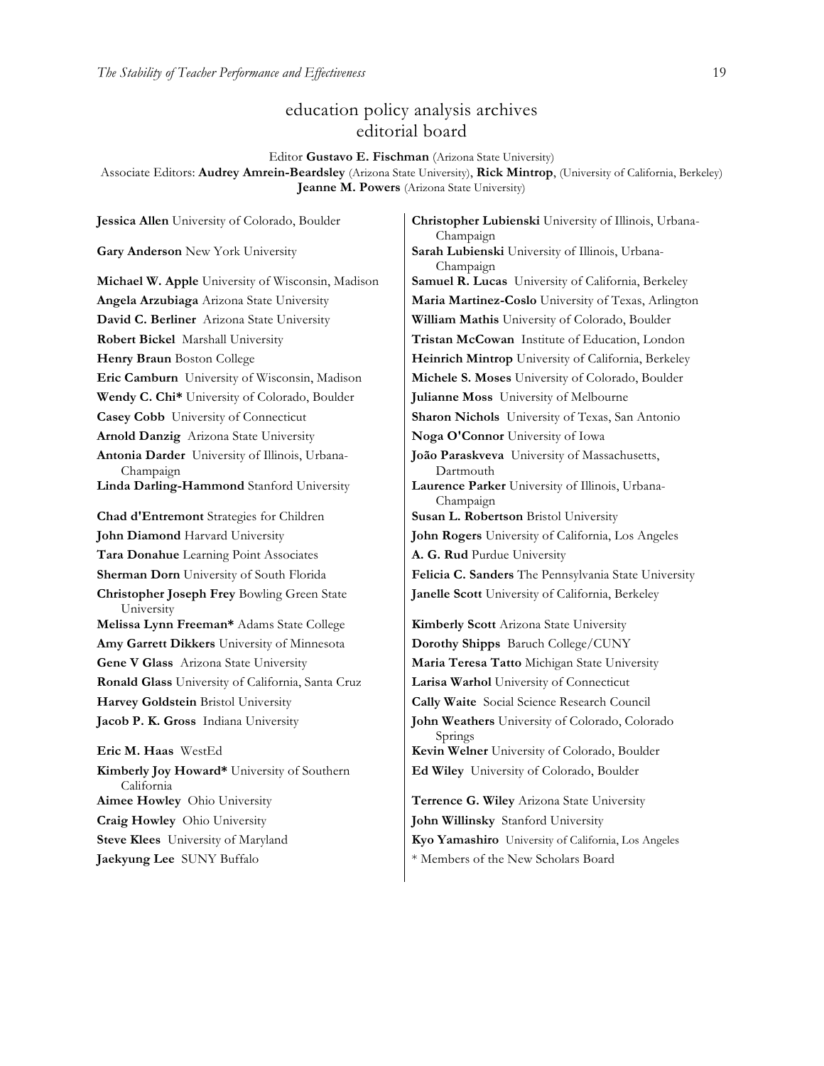# education policy analysis archives editorial board

Editor **Gustavo E. Fischman** (Arizona State University)

Associate Editors: **Audrey Amrein-Beardsley** (Arizona State University), **Rick Mintrop**, (University of California, Berkeley) **Jeanne M. Powers** (Arizona State University)

**Jessica Allen** University of Colorado, Boulder

**Gary Anderson** New York University

**Michael W. Apple** University of Wisconsin, Madison

**Angela Arzubiaga** Arizona State University

**David C. Berliner** Arizona State University

**Robert Bickel** Marshall University

**Henry Braun** Boston College

**Eric Camburn** University of Wisconsin, Madison

**Wendy C. Chi*** University of Colorado, Boulder

**Casey Cobb** University of Connecticut

**Arnold Danzig** Arizona State University

**Antonia Darder** University of Illinois, Urbana-Champaign

**Linda Darling-Hammond** Stanford University

**Chad d'Entremont** Strategies for Children

**John Diamond** Harvard University

**Tara Donahue** Learning Point Associates

**Sherman Dorn** University of South Florida

**Christopher Joseph Frey** Bowling Green State University

**Melissa Lynn Freeman*** Adams State College

**Amy Garrett Dikkers** University of Minnesota

**Gene V Glass** Arizona State University

**Ronald Glass** University of California, Santa Cruz

**Harvey Goldstein** Bristol University

**Jacob P. K. Gross** Indiana University

**Eric M. Haas** WestEd

**Kimberly Joy Howard*** University of Southern California

**Aimee Howley** Ohio University

**Craig Howley** Ohio University

**Steve Klees** University of Maryland

**Jaekyung Lee** SUNY Buffalo

**Christopher Lubienski** University of Illinois, Urbana-Champaign

**Sarah Lubienski** University of Illinois, Urbana-Champaign

**Samuel R. Lucas** University of California, Berkeley

**Maria Martinez-Coslo** University of Texas, Arlington

**William Mathis** University of Colorado, Boulder

**Tristan McCowan** Institute of Education, London

**Heinrich Mintrop** University of California, Berkeley

**Michele S. Moses** University of Colorado, Boulder

**Julianne Moss** University of Melbourne

**Sharon Nichols** University of Texas, San Antonio

**Noga O'Connor** University of Iowa

**João Paraskveva** University of Massachusetts, Dartmouth

**Laurence Parker** University of Illinois, Urbana-Champaign

**Susan L. Robertson** Bristol University

**John Rogers** University of California, Los Angeles

**A. G. Rud** Purdue University

**Felicia C. Sanders** The Pennsylvania State University

**Janelle Scott** University of California, Berkeley

**Kimberly Scott** Arizona State University

**Dorothy Shipps** Baruch College/CUNY

**Maria Teresa Tatto** Michigan State University

**Larisa Warhol** University of Connecticut

**Cally Waite** Social Science Research Council

**John Weathers** University of Colorado, Colorado Springs

**Kevin Welner** University of Colorado, Boulder

**Ed Wiley** University of Colorado, Boulder

**Terrence G. Wiley** Arizona State University

**John Willinsky** Stanford University

**Kyo Yamashiro** University of California, Los Angeles

* Members of the New Scholars Board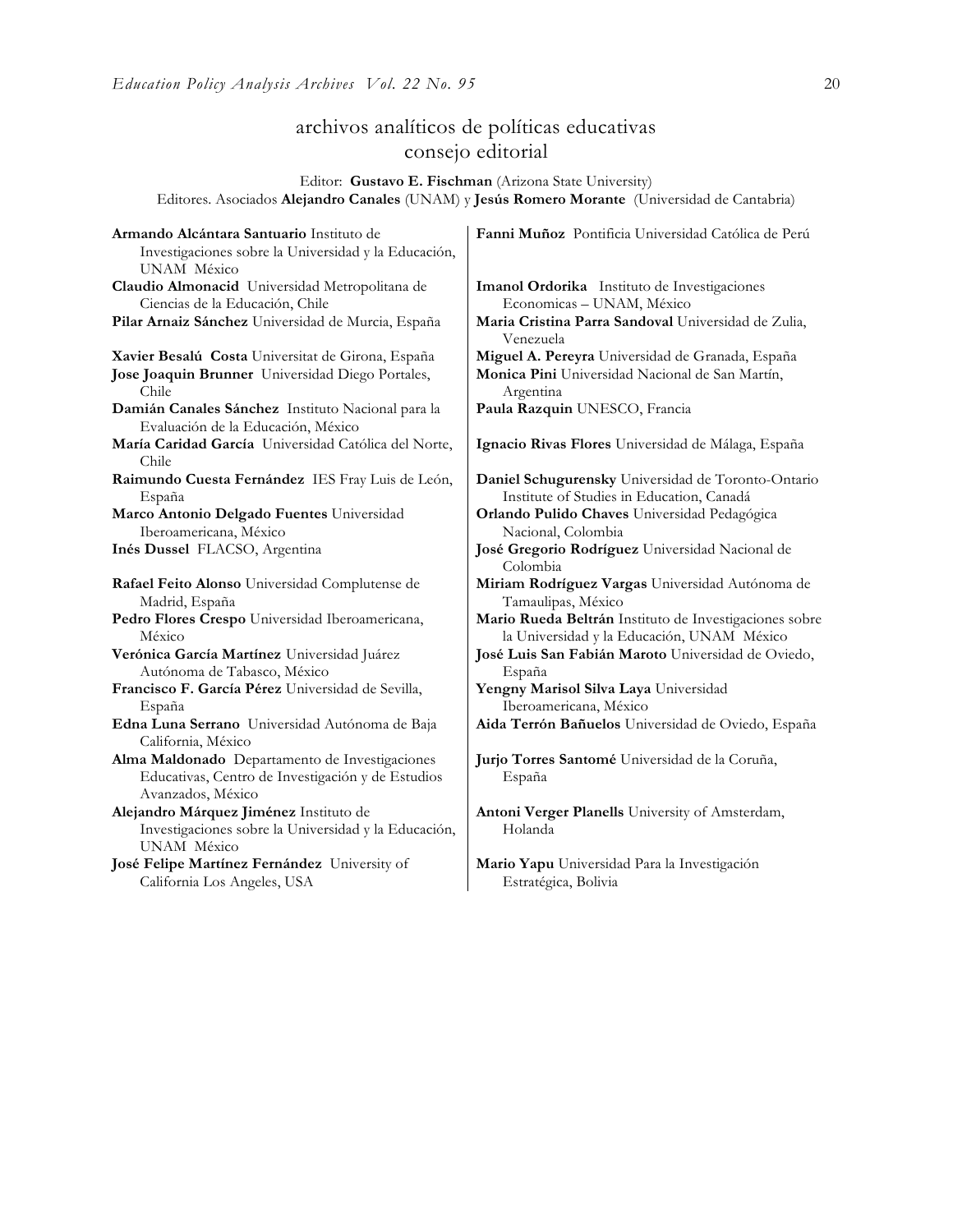# archivos analíticos de políticas educativas
## consejo editorial

Editor: **Gustavo E. Fischman** (Arizona State University)
Editores. Asociados **Alejandro Canales** (UNAM) y **Jesús Romero Morante** (Universidad de Cantabria)

**Armando Alcántara Santuario** Instituto de Investigaciones sobre la Universidad y la Educación, UNAM México

**Claudio Almonacid** Universidad Metropolitana de Ciencias de la Educación, Chile

**Pilar Arnaiz Sánchez** Universidad de Murcia, España

**Xavier Besalú Costa** Universitat de Girona, España

**Jose Joaquin Brunner** Universidad Diego Portales, Chile

**Damián Canales Sánchez** Instituto Nacional para la Evaluación de la Educación, México

**María Caridad García** Universidad Católica del Norte, Chile

**Raimundo Cuesta Fernández** IES Fray Luis de León, España

**Marco Antonio Delgado Fuentes** Universidad Iberoamericana, México

**Inés Dussel** FLACSO, Argentina

**Rafael Feito Alonso** Universidad Complutense de Madrid, España

**Pedro Flores Crespo** Universidad Iberoamericana, México

**Verónica García Martínez** Universidad Juárez Autónoma de Tabasco, México

**Francisco F. García Pérez** Universidad de Sevilla, España

**Edna Luna Serrano** Universidad Autónoma de Baja California, México

**Alma Maldonado** Departamento de Investigaciones Educativas, Centro de Investigación y de Estudios Avanzados, México

**Alejandro Márquez Jiménez** Instituto de Investigaciones sobre la Universidad y la Educación, UNAM México

**José Felipe Martínez Fernández** University of California Los Angeles, USA

**Fanni Muñoz** Pontificia Universidad Católica de Perú

**Imanol Ordorika** Instituto de Investigaciones Economicas – UNAM, México

**Maria Cristina Parra Sandoval** Universidad de Zulia, Venezuela

**Miguel A. Pereyra** Universidad de Granada, España

**Monica Pini** Universidad Nacional de San Martín, Argentina

**Paula Razquin** UNESCO, Francia

**Ignacio Rivas Flores** Universidad de Málaga, España

**Daniel Schugurensky** Universidad de Toronto-Ontario Institute of Studies in Education, Canadá

**Orlando Pulido Chaves** Universidad Pedagógica Nacional, Colombia

**José Gregorio Rodríguez** Universidad Nacional de Colombia

**Miriam Rodríguez Vargas** Universidad Autónoma de Tamaulipas, México

**Mario Rueda Beltrán** Instituto de Investigaciones sobre la Universidad y la Educación, UNAM México

**José Luis San Fabián Maroto** Universidad de Oviedo, España

**Yengny Marisol Silva Laya** Universidad Iberoamericana, México

**Aida Terrón Bañuelos** Universidad de Oviedo, España

**Jurjo Torres Santomé** Universidad de la Coruña, España

**Antoni Verger Planells** University of Amsterdam, Holanda

**Mario Yapu** Universidad Para la Investigación Estratégica, Bolivia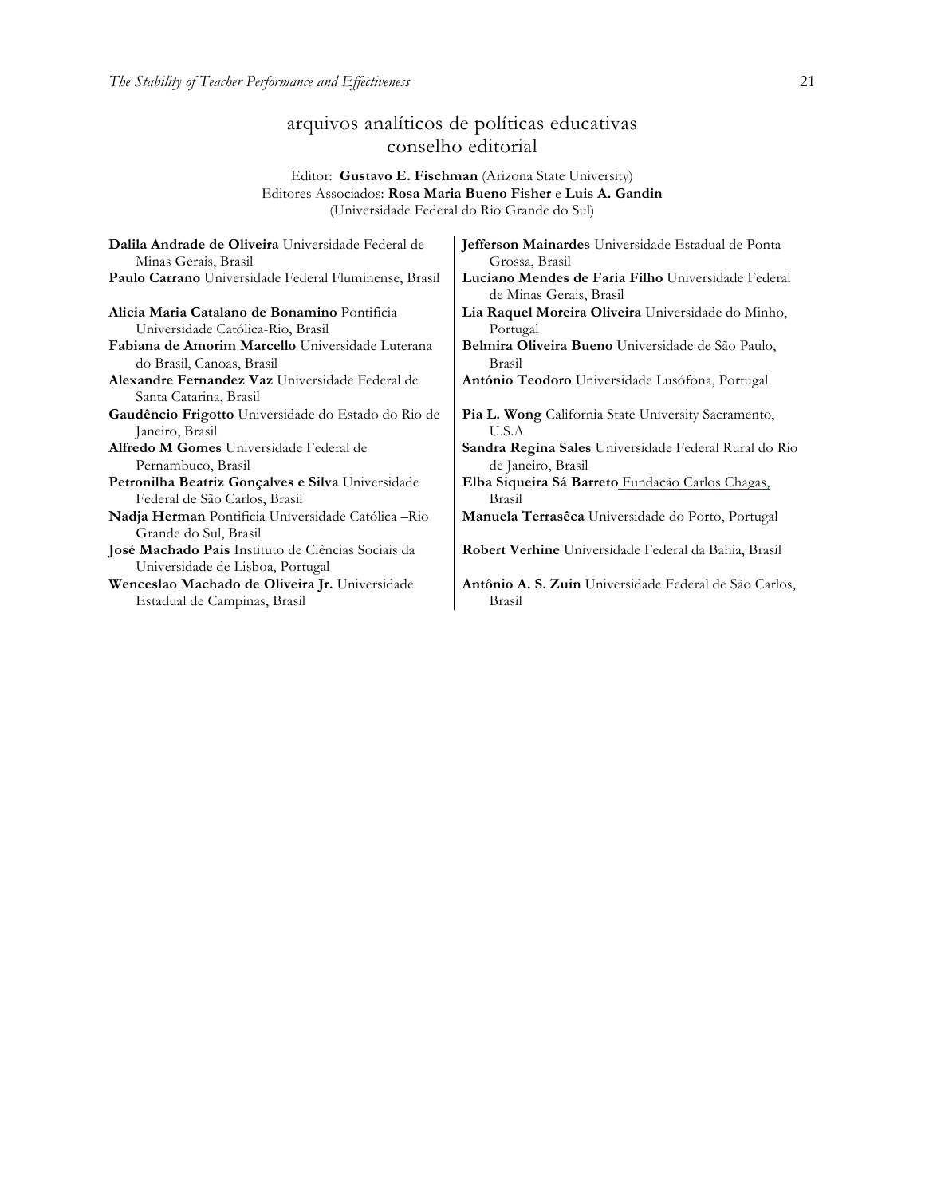# arquivos analíticos de políticas educativas
## conselho editorial

Editor: **Gustavo E. Fischman** (Arizona State University)
Editores Associados: **Rosa Maria Bueno Fisher** e **Luis A. Gandin**
(Universidade Federal do Rio Grande do Sul)

**Dalila Andrade de Oliveira** Universidade Federal de Minas Gerais, Brasil

**Paulo Carrano** Universidade Federal Fluminense, Brasil

**Alicia Maria Catalano de Bonamino** Pontificia Universidade Católica-Rio, Brasil

**Fabiana de Amorim Marcello** Universidade Luterana do Brasil, Canoas, Brasil

**Alexandre Fernandez Vaz** Universidade Federal de Santa Catarina, Brasil

**Gaudêncio Frigotto** Universidade do Estado do Rio de Janeiro, Brasil

**Alfredo M Gomes** Universidade Federal de Pernambuco, Brasil

**Petronilha Beatriz Gonçalves e Silva** Universidade Federal de São Carlos, Brasil

**Nadja Herman** Pontificia Universidade Católica –Rio Grande do Sul, Brasil

**José Machado Pais** Instituto de Ciências Sociais da Universidade de Lisboa, Portugal

**Wenceslao Machado de Oliveira Jr.** Universidade Estadual de Campinas, Brasil

**Jefferson Mainardes** Universidade Estadual de Ponta Grossa, Brasil

**Luciano Mendes de Faria Filho** Universidade Federal de Minas Gerais, Brasil

**Lia Raquel Moreira Oliveira** Universidade do Minho, Portugal

**Belmira Oliveira Bueno** Universidade de São Paulo, Brasil

**António Teodoro** Universidade Lusófona, Portugal

**Pia L. Wong** California State University Sacramento, U.S.A

**Sandra Regina Sales** Universidade Federal Rural do Rio de Janeiro, Brasil

**Elba Siqueira Sá Barreto** Fundação Carlos Chagas, Brasil

**Manuela Terrasêca** Universidade do Porto, Portugal

**Robert Verhine** Universidade Federal da Bahia, Brasil

**Antônio A. S. Zuin** Universidade Federal de São Carlos, Brasil